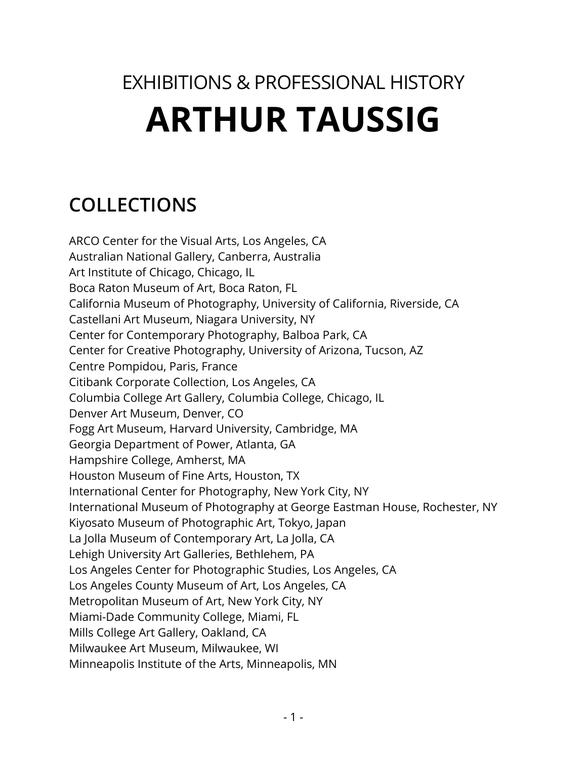# EXHIBITIONS & PROFESSIONAL HISTORY

# ARTHUR TAUSSIG

## COLLECTIONS

ARCO Center for the Visual Arts, Los Angeles, CA
Australian National Gallery, Canberra, Australia
Art Institute of Chicago, Chicago, IL
Boca Raton Museum of Art, Boca Raton, FL
California Museum of Photography, University of California, Riverside, CA
Castellani Art Museum, Niagara University, NY
Center for Contemporary Photography, Balboa Park, CA
Center for Creative Photography, University of Arizona, Tucson, AZ
Centre Pompidou, Paris, France
Citibank Corporate Collection, Los Angeles, CA
Columbia College Art Gallery, Columbia College, Chicago, IL
Denver Art Museum, Denver, CO
Fogg Art Museum, Harvard University, Cambridge, MA
Georgia Department of Power, Atlanta, GA
Hampshire College, Amherst, MA
Houston Museum of Fine Arts, Houston, TX
International Center for Photography, New York City, NY
International Museum of Photography at George Eastman House, Rochester, NY
Kiyosato Museum of Photographic Art, Tokyo, Japan
La Jolla Museum of Contemporary Art, La Jolla, CA
Lehigh University Art Galleries, Bethlehem, PA
Los Angeles Center for Photographic Studies, Los Angeles, CA
Los Angeles County Museum of Art, Los Angeles, CA
Metropolitan Museum of Art, New York City, NY
Miami-Dade Community College, Miami, FL
Mills College Art Gallery, Oakland, CA
Milwaukee Art Museum, Milwaukee, WI
Minneapolis Institute of the Arts, Minneapolis, MN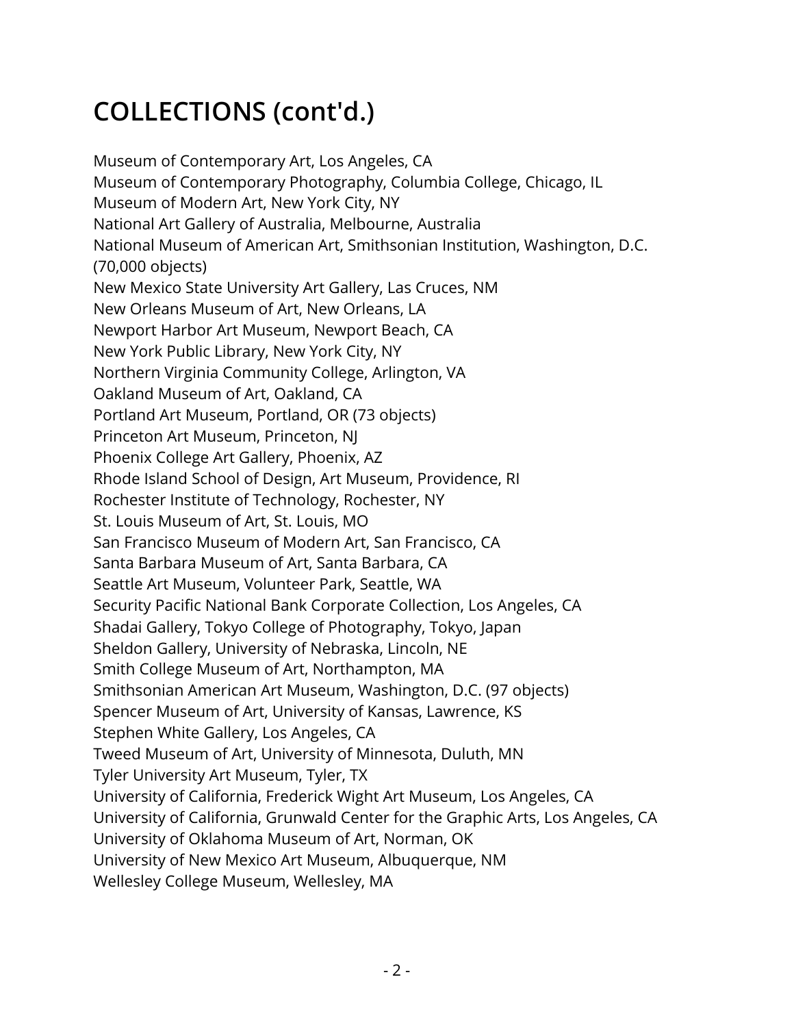## COLLECTIONS (cont'd.)

Museum of Contemporary Art, Los Angeles, CA
Museum of Contemporary Photography, Columbia College, Chicago, IL
Museum of Modern Art, New York City, NY
National Art Gallery of Australia, Melbourne, Australia
National Museum of American Art, Smithsonian Institution, Washington, D.C. (70,000 objects)
New Mexico State University Art Gallery, Las Cruces, NM
New Orleans Museum of Art, New Orleans, LA
Newport Harbor Art Museum, Newport Beach, CA
New York Public Library, New York City, NY
Northern Virginia Community College, Arlington, VA
Oakland Museum of Art, Oakland, CA
Portland Art Museum, Portland, OR (73 objects)
Princeton Art Museum, Princeton, NJ
Phoenix College Art Gallery, Phoenix, AZ
Rhode Island School of Design, Art Museum, Providence, RI
Rochester Institute of Technology, Rochester, NY
St. Louis Museum of Art, St. Louis, MO
San Francisco Museum of Modern Art, San Francisco, CA
Santa Barbara Museum of Art, Santa Barbara, CA
Seattle Art Museum, Volunteer Park, Seattle, WA
Security Pacific National Bank Corporate Collection, Los Angeles, CA
Shadai Gallery, Tokyo College of Photography, Tokyo, Japan
Sheldon Gallery, University of Nebraska, Lincoln, NE
Smith College Museum of Art, Northampton, MA
Smithsonian American Art Museum, Washington, D.C. (97 objects)
Spencer Museum of Art, University of Kansas, Lawrence, KS
Stephen White Gallery, Los Angeles, CA
Tweed Museum of Art, University of Minnesota, Duluth, MN
Tyler University Art Museum, Tyler, TX
University of California, Frederick Wight Art Museum, Los Angeles, CA
University of California, Grunwald Center for the Graphic Arts, Los Angeles, CA
University of Oklahoma Museum of Art, Norman, OK
University of New Mexico Art Museum, Albuquerque, NM
Wellesley College Museum, Wellesley, MA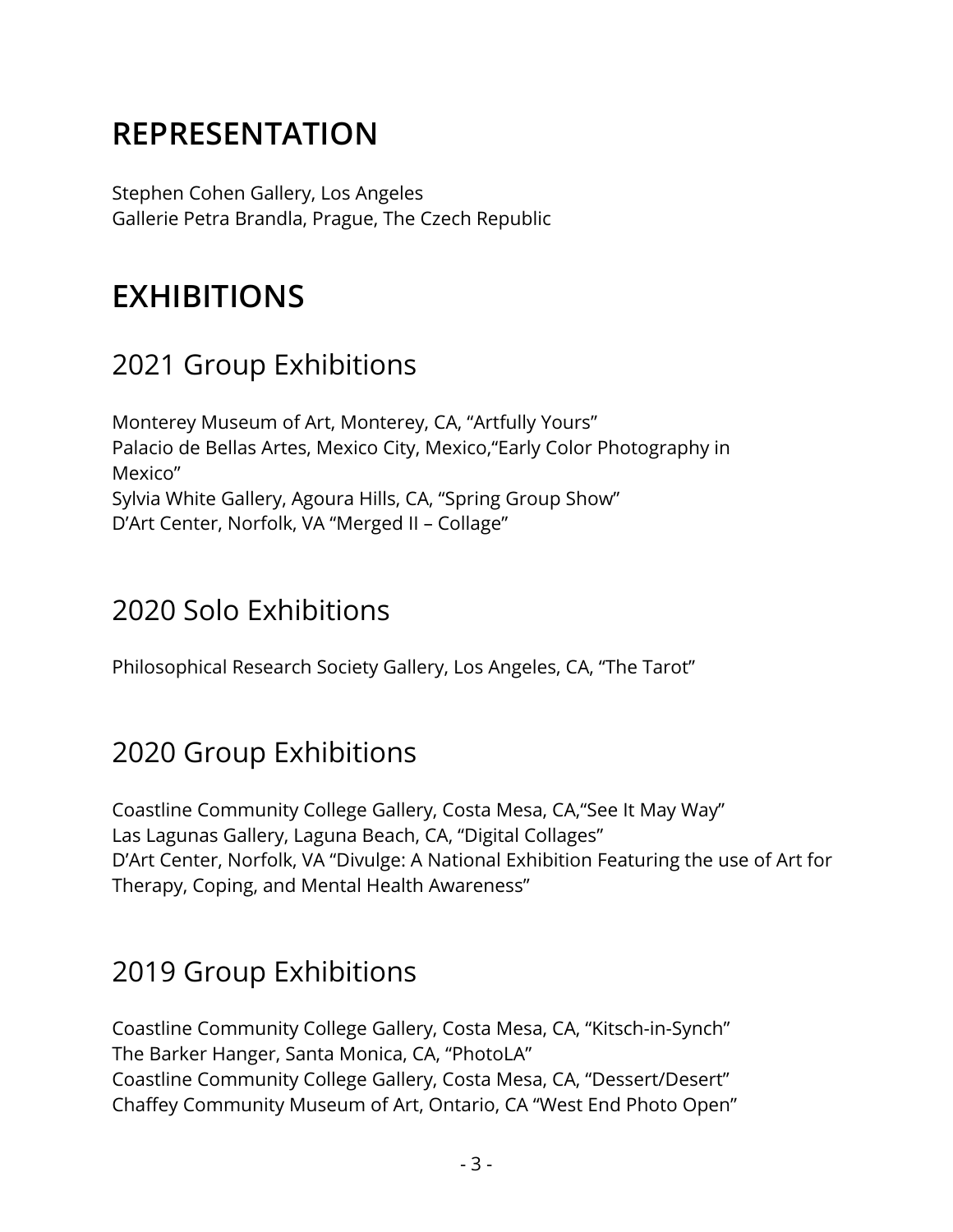# REPRESENTATION

Stephen Cohen Gallery, Los Angeles
Gallerie Petra Brandla, Prague, The Czech Republic

# EXHIBITIONS

## 2021 Group Exhibitions

Monterey Museum of Art, Monterey, CA, “Artfully Yours”
Palacio de Bellas Artes, Mexico City, Mexico,“Early Color Photography in Mexico”
Sylvia White Gallery, Agoura Hills, CA, “Spring Group Show”
D’Art Center, Norfolk, VA “Merged II – Collage”

## 2020 Solo Exhibitions

Philosophical Research Society Gallery, Los Angeles, CA, “The Tarot”

## 2020 Group Exhibitions

Coastline Community College Gallery, Costa Mesa, CA,“See It May Way”
Las Lagunas Gallery, Laguna Beach, CA, “Digital Collages”
D’Art Center, Norfolk, VA “Divulge: A National Exhibition Featuring the use of Art for Therapy, Coping, and Mental Health Awareness”

## 2019 Group Exhibitions

Coastline Community College Gallery, Costa Mesa, CA, “Kitsch-in-Synch”
The Barker Hanger, Santa Monica, CA, “PhotoLA”
Coastline Community College Gallery, Costa Mesa, CA, “Dessert/Desert”
Chaffey Community Museum of Art, Ontario, CA “West End Photo Open”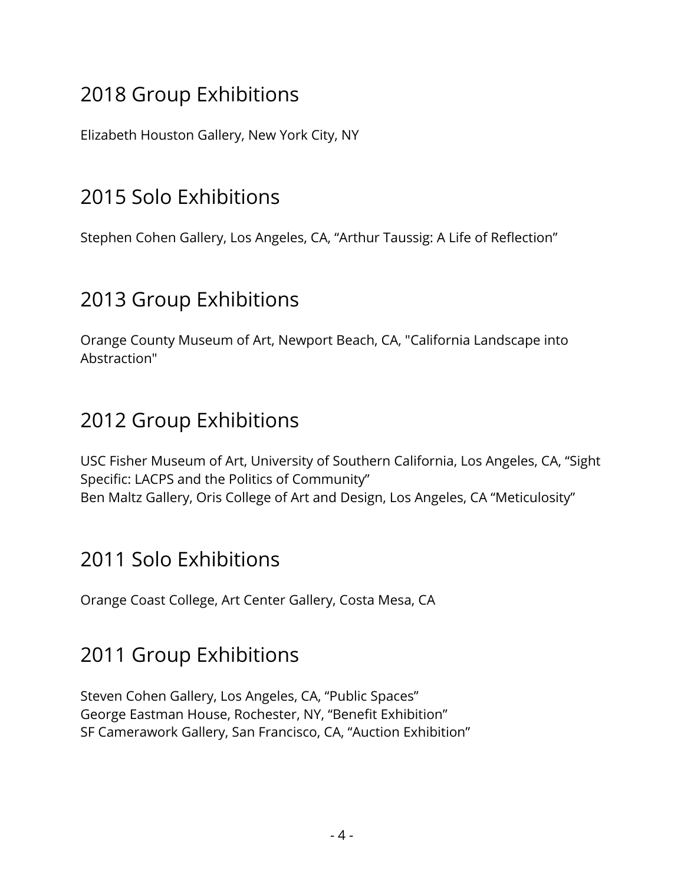## 2018 Group Exhibitions

Elizabeth Houston Gallery, New York City, NY

## 2015 Solo Exhibitions

Stephen Cohen Gallery, Los Angeles, CA, “Arthur Taussig: A Life of Reflection”

## 2013 Group Exhibitions

Orange County Museum of Art, Newport Beach, CA, "California Landscape into Abstraction"

## 2012 Group Exhibitions

USC Fisher Museum of Art, University of Southern California, Los Angeles, CA, “Sight Specific: LACPS and the Politics of Community”
Ben Maltz Gallery, Oris College of Art and Design, Los Angeles, CA “Meticulosity”

## 2011 Solo Exhibitions

Orange Coast College, Art Center Gallery, Costa Mesa, CA

## 2011 Group Exhibitions

Steven Cohen Gallery, Los Angeles, CA, “Public Spaces”
George Eastman House, Rochester, NY, “Benefit Exhibition”
SF Camerawork Gallery, San Francisco, CA, “Auction Exhibition”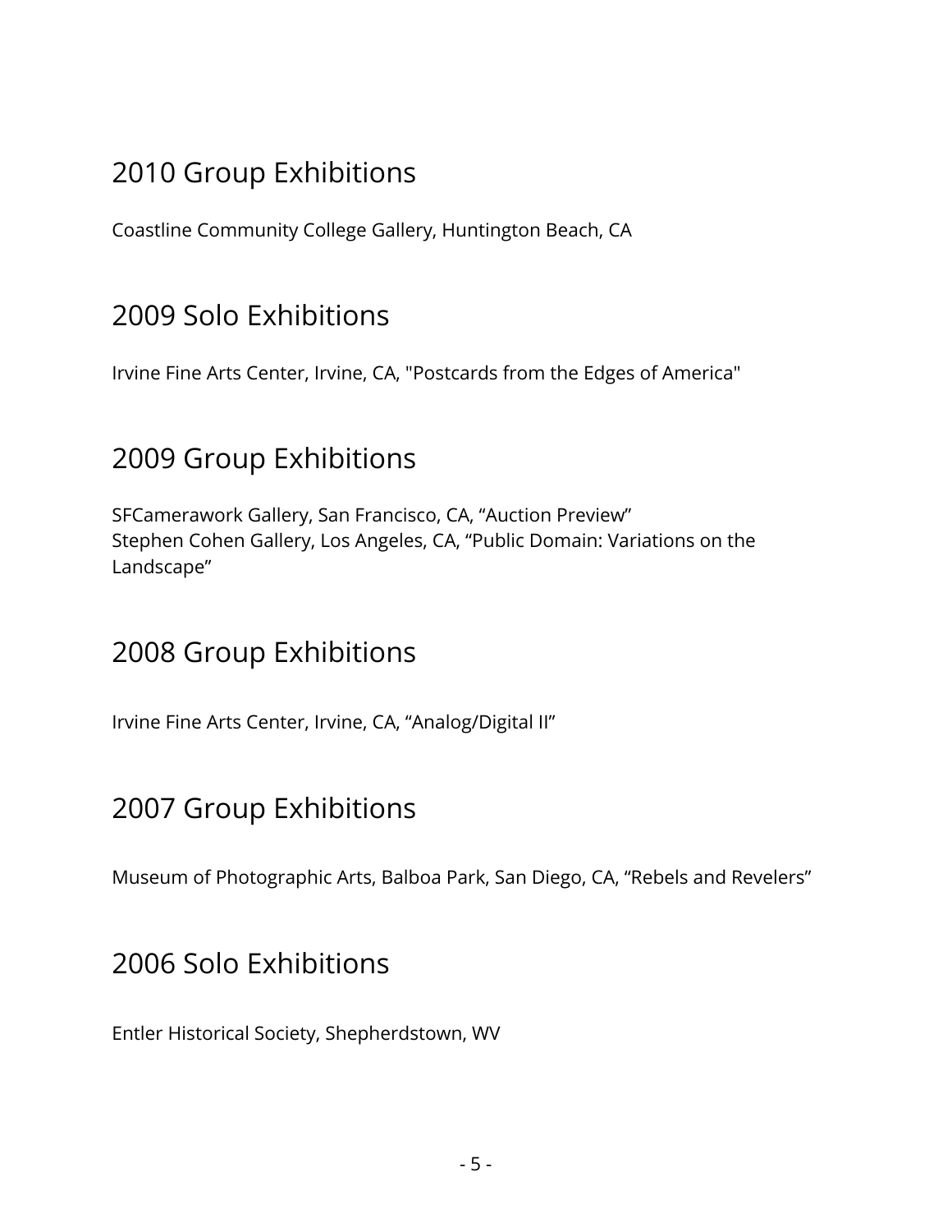## 2010 Group Exhibitions

Coastline Community College Gallery, Huntington Beach, CA

## 2009 Solo Exhibitions

Irvine Fine Arts Center, Irvine, CA, "Postcards from the Edges of America"

## 2009 Group Exhibitions

SFCamerawork Gallery, San Francisco, CA, “Auction Preview”
Stephen Cohen Gallery, Los Angeles, CA, “Public Domain: Variations on the Landscape”

## 2008 Group Exhibitions

Irvine Fine Arts Center, Irvine, CA, “Analog/Digital II”

## 2007 Group Exhibitions

Museum of Photographic Arts, Balboa Park, San Diego, CA, “Rebels and Revelers”

## 2006 Solo Exhibitions

Entler Historical Society, Shepherdstown, WV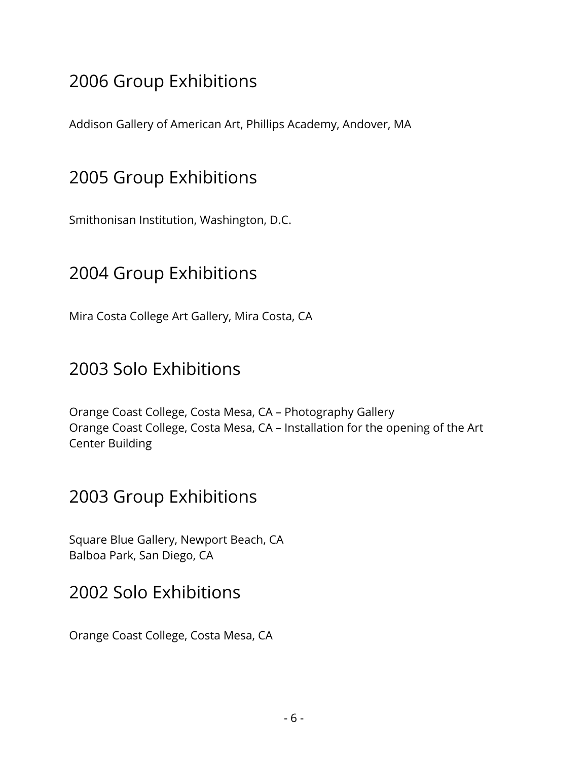## 2006 Group Exhibitions

Addison Gallery of American Art, Phillips Academy, Andover, MA

## 2005 Group Exhibitions

Smithonisan Institution, Washington, D.C.

## 2004 Group Exhibitions

Mira Costa College Art Gallery, Mira Costa, CA

## 2003 Solo Exhibitions

Orange Coast College, Costa Mesa, CA – Photography Gallery
Orange Coast College, Costa Mesa, CA – Installation for the opening of the Art Center Building

## 2003 Group Exhibitions

Square Blue Gallery, Newport Beach, CA
Balboa Park, San Diego, CA

## 2002 Solo Exhibitions

Orange Coast College, Costa Mesa, CA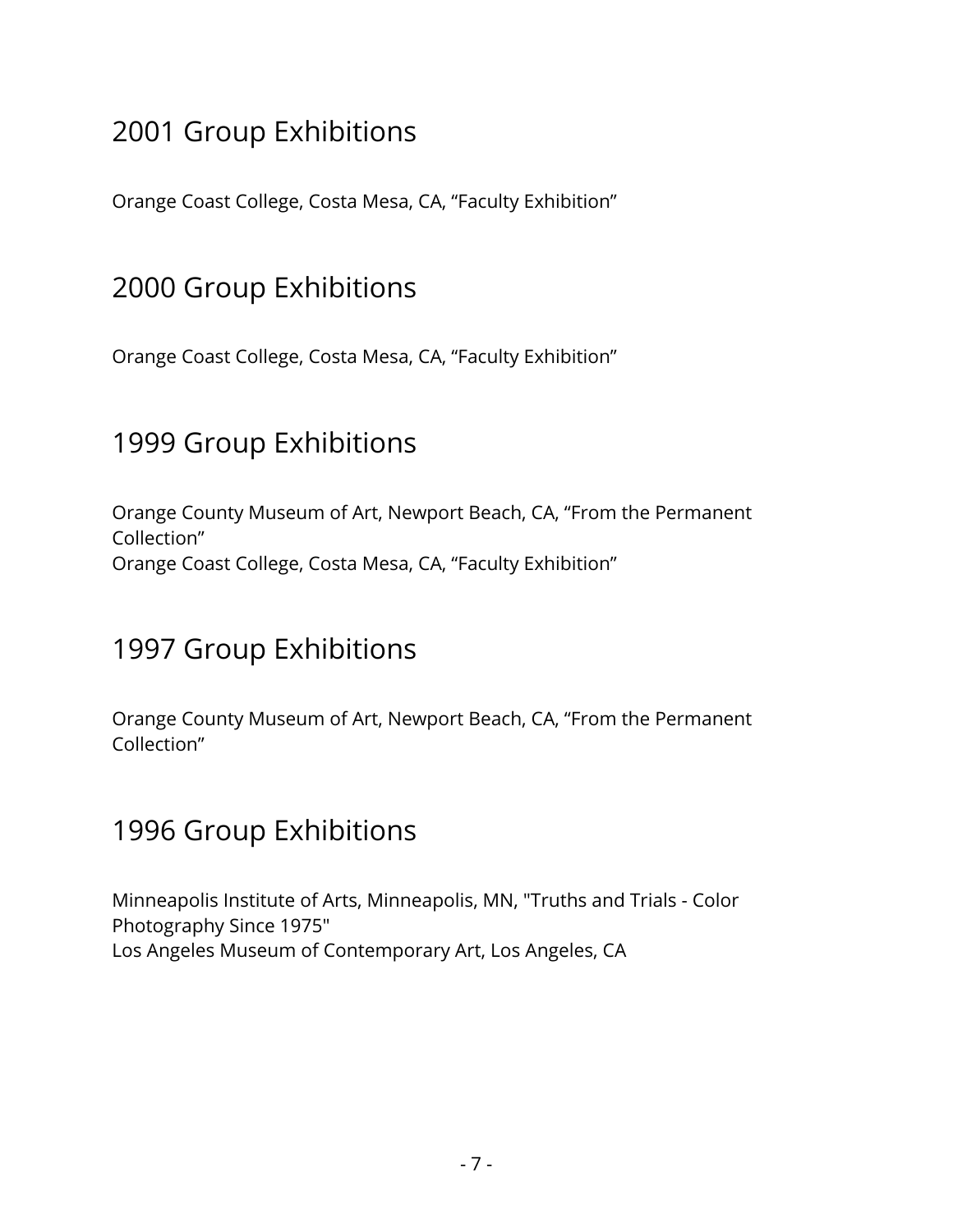## 2001 Group Exhibitions

Orange Coast College, Costa Mesa, CA, “Faculty Exhibition”

## 2000 Group Exhibitions

Orange Coast College, Costa Mesa, CA, “Faculty Exhibition”

## 1999 Group Exhibitions

Orange County Museum of Art, Newport Beach, CA, “From the Permanent Collection”
Orange Coast College, Costa Mesa, CA, “Faculty Exhibition”

## 1997 Group Exhibitions

Orange County Museum of Art, Newport Beach, CA, “From the Permanent Collection”

## 1996 Group Exhibitions

Minneapolis Institute of Arts, Minneapolis, MN, "Truths and Trials - Color Photography Since 1975"
Los Angeles Museum of Contemporary Art, Los Angeles, CA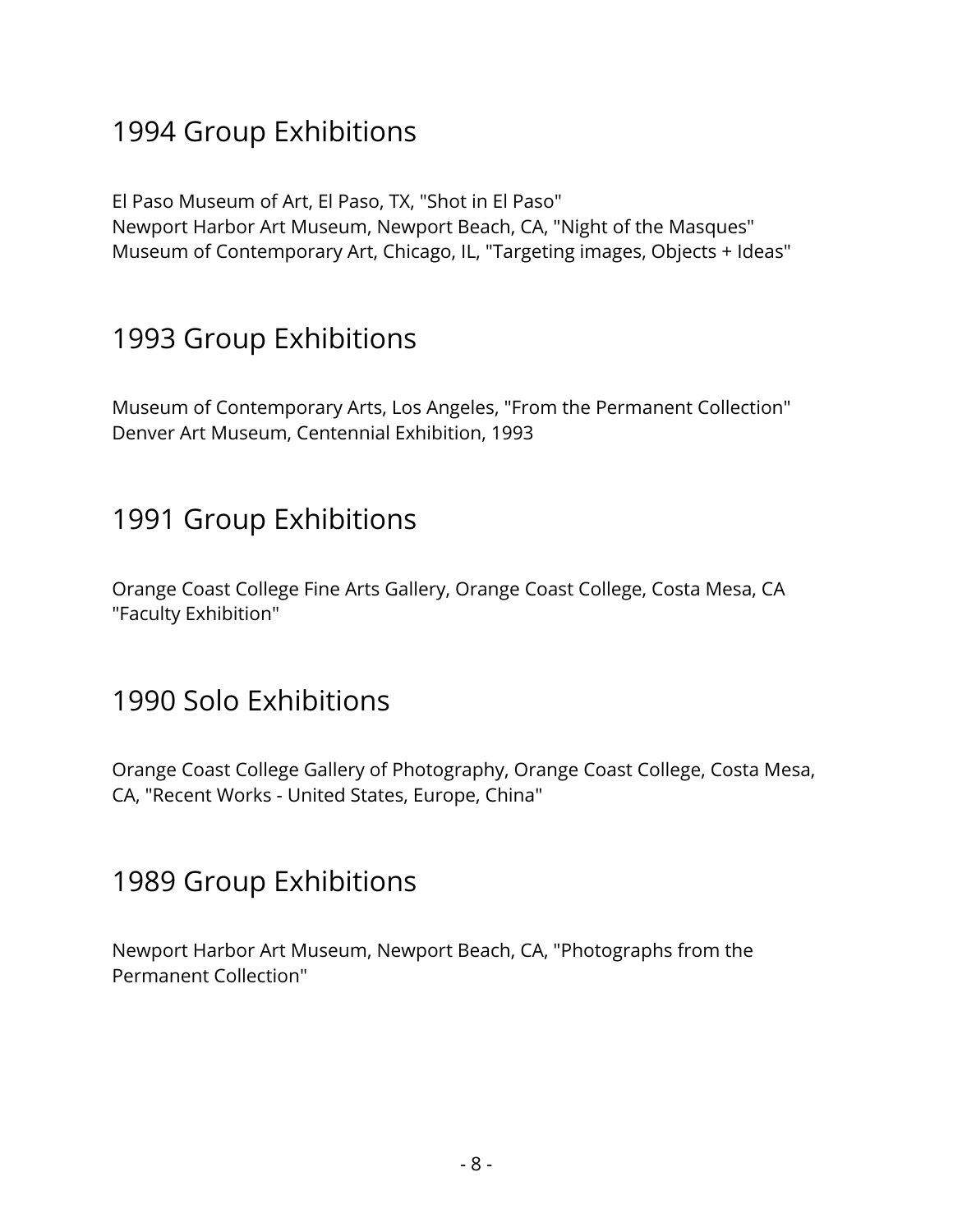## 1994 Group Exhibitions

El Paso Museum of Art, El Paso, TX, "Shot in El Paso"
Newport Harbor Art Museum, Newport Beach, CA, "Night of the Masques"
Museum of Contemporary Art, Chicago, IL, "Targeting images, Objects + Ideas"

## 1993 Group Exhibitions

Museum of Contemporary Arts, Los Angeles, "From the Permanent Collection"
Denver Art Museum, Centennial Exhibition, 1993

## 1991 Group Exhibitions

Orange Coast College Fine Arts Gallery, Orange Coast College, Costa Mesa, CA "Faculty Exhibition"

## 1990 Solo Exhibitions

Orange Coast College Gallery of Photography, Orange Coast College, Costa Mesa, CA, "Recent Works - United States, Europe, China"

## 1989 Group Exhibitions

Newport Harbor Art Museum, Newport Beach, CA, "Photographs from the Permanent Collection"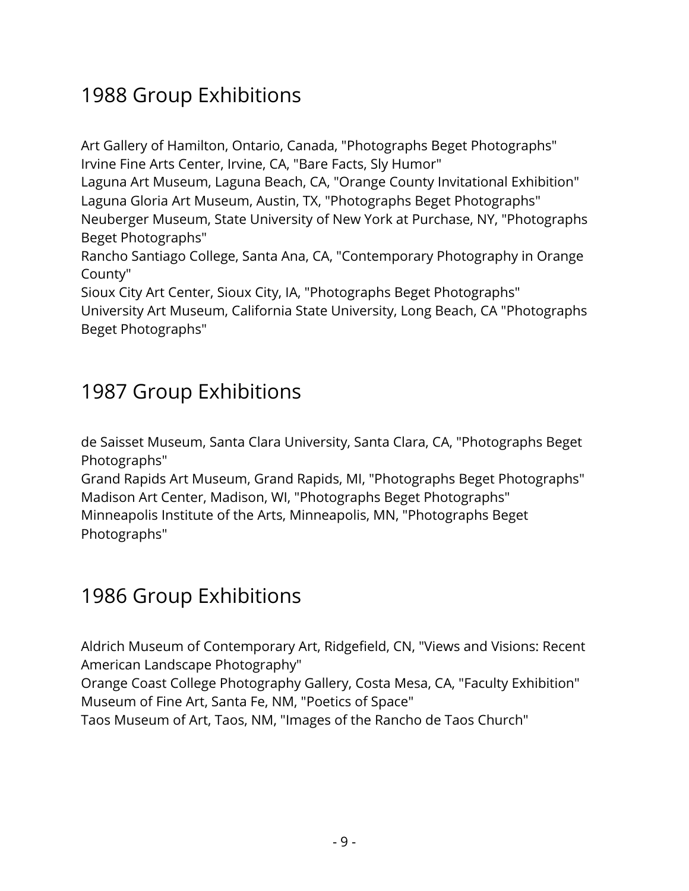## 1988 Group Exhibitions

Art Gallery of Hamilton, Ontario, Canada, "Photographs Beget Photographs"
Irvine Fine Arts Center, Irvine, CA, "Bare Facts, Sly Humor"
Laguna Art Museum, Laguna Beach, CA, "Orange County Invitational Exhibition"
Laguna Gloria Art Museum, Austin, TX, "Photographs Beget Photographs"
Neuberger Museum, State University of New York at Purchase, NY, "Photographs Beget Photographs"
Rancho Santiago College, Santa Ana, CA, "Contemporary Photography in Orange County"
Sioux City Art Center, Sioux City, IA, "Photographs Beget Photographs"
University Art Museum, California State University, Long Beach, CA "Photographs Beget Photographs"

## 1987 Group Exhibitions

de Saisset Museum, Santa Clara University, Santa Clara, CA, "Photographs Beget Photographs"
Grand Rapids Art Museum, Grand Rapids, MI, "Photographs Beget Photographs"
Madison Art Center, Madison, WI, "Photographs Beget Photographs"
Minneapolis Institute of the Arts, Minneapolis, MN, "Photographs Beget Photographs"

## 1986 Group Exhibitions

Aldrich Museum of Contemporary Art, Ridgefield, CN, "Views and Visions: Recent American Landscape Photography"
Orange Coast College Photography Gallery, Costa Mesa, CA, "Faculty Exhibition"
Museum of Fine Art, Santa Fe, NM, "Poetics of Space"
Taos Museum of Art, Taos, NM, "Images of the Rancho de Taos Church"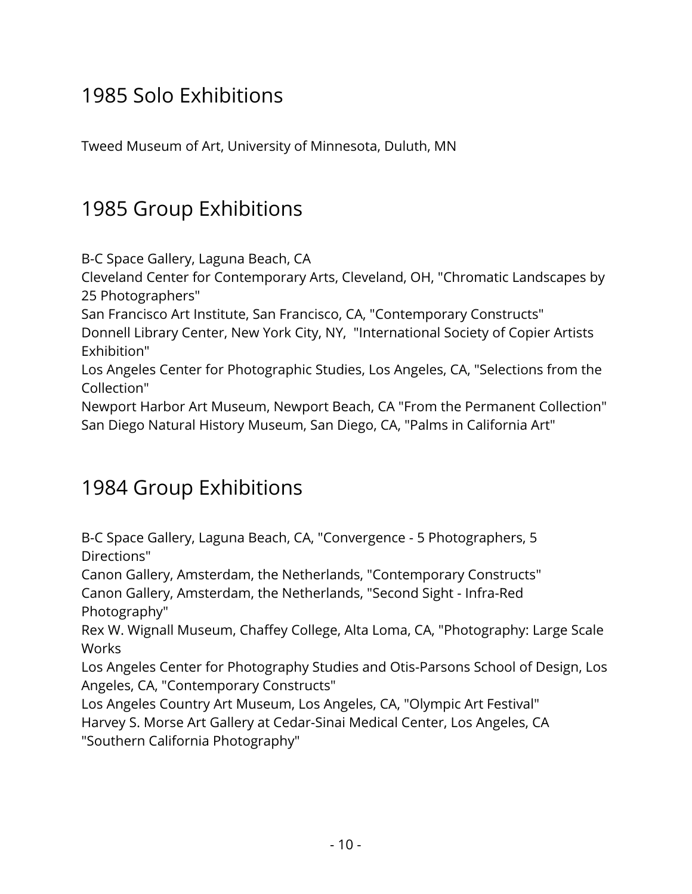## 1985 Solo Exhibitions

Tweed Museum of Art, University of Minnesota, Duluth, MN

## 1985 Group Exhibitions

B-C Space Gallery, Laguna Beach, CA
Cleveland Center for Contemporary Arts, Cleveland, OH, "Chromatic Landscapes by 25 Photographers"
San Francisco Art Institute, San Francisco, CA, "Contemporary Constructs"
Donnell Library Center, New York City, NY, "International Society of Copier Artists Exhibition"
Los Angeles Center for Photographic Studies, Los Angeles, CA, "Selections from the Collection"
Newport Harbor Art Museum, Newport Beach, CA "From the Permanent Collection"
San Diego Natural History Museum, San Diego, CA, "Palms in California Art"

## 1984 Group Exhibitions

B-C Space Gallery, Laguna Beach, CA, "Convergence - 5 Photographers, 5 Directions"
Canon Gallery, Amsterdam, the Netherlands, "Contemporary Constructs"
Canon Gallery, Amsterdam, the Netherlands, "Second Sight - Infra-Red Photography"
Rex W. Wignall Museum, Chaffey College, Alta Loma, CA, "Photography: Large Scale Works
Los Angeles Center for Photography Studies and Otis-Parsons School of Design, Los Angeles, CA, "Contemporary Constructs"
Los Angeles Country Art Museum, Los Angeles, CA, "Olympic Art Festival"
Harvey S. Morse Art Gallery at Cedar-Sinai Medical Center, Los Angeles, CA "Southern California Photography"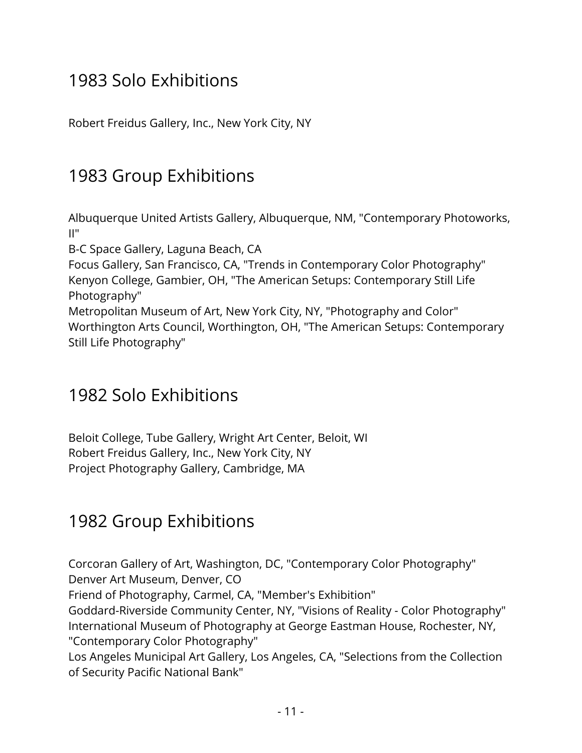## 1983 Solo Exhibitions

Robert Freidus Gallery, Inc., New York City, NY

## 1983 Group Exhibitions

Albuquerque United Artists Gallery, Albuquerque, NM, "Contemporary Photoworks, II"
B-C Space Gallery, Laguna Beach, CA
Focus Gallery, San Francisco, CA, "Trends in Contemporary Color Photography"
Kenyon College, Gambier, OH, "The American Setups: Contemporary Still Life Photography"
Metropolitan Museum of Art, New York City, NY, "Photography and Color"
Worthington Arts Council, Worthington, OH, "The American Setups: Contemporary Still Life Photography"

## 1982 Solo Exhibitions

Beloit College, Tube Gallery, Wright Art Center, Beloit, WI
Robert Freidus Gallery, Inc., New York City, NY
Project Photography Gallery, Cambridge, MA

## 1982 Group Exhibitions

Corcoran Gallery of Art, Washington, DC, "Contemporary Color Photography"
Denver Art Museum, Denver, CO
Friend of Photography, Carmel, CA, "Member's Exhibition"
Goddard-Riverside Community Center, NY, "Visions of Reality - Color Photography"
International Museum of Photography at George Eastman House, Rochester, NY, "Contemporary Color Photography"
Los Angeles Municipal Art Gallery, Los Angeles, CA, "Selections from the Collection of Security Pacific National Bank"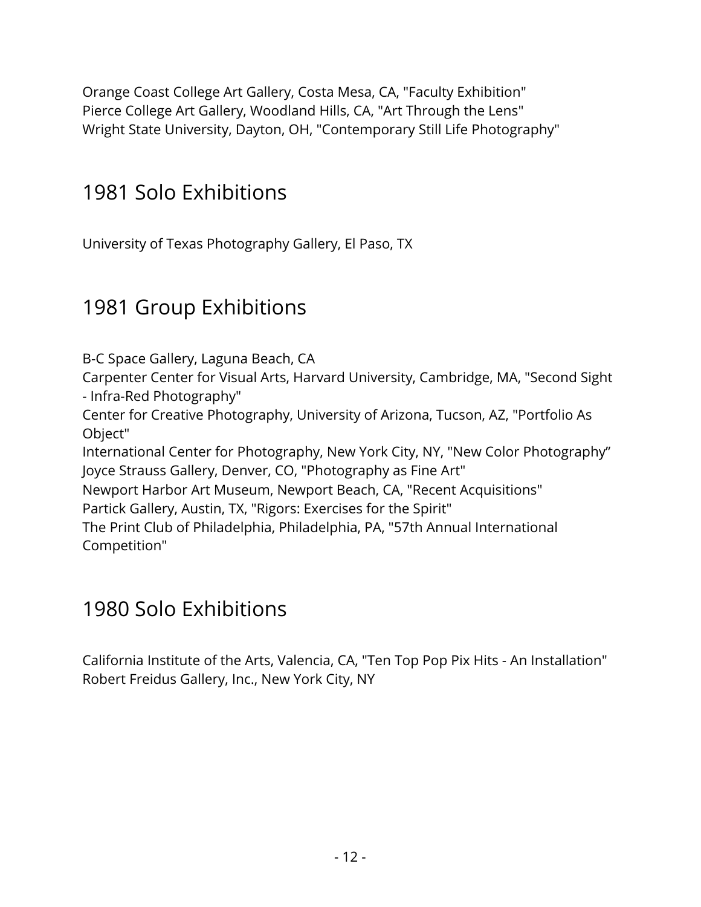Orange Coast College Art Gallery, Costa Mesa, CA, "Faculty Exhibition"
Pierce College Art Gallery, Woodland Hills, CA, "Art Through the Lens"
Wright State University, Dayton, OH, "Contemporary Still Life Photography"

## 1981 Solo Exhibitions

University of Texas Photography Gallery, El Paso, TX

## 1981 Group Exhibitions

B-C Space Gallery, Laguna Beach, CA
Carpenter Center for Visual Arts, Harvard University, Cambridge, MA, "Second Sight - Infra-Red Photography"
Center for Creative Photography, University of Arizona, Tucson, AZ, "Portfolio As Object"
International Center for Photography, New York City, NY, "New Color Photography”
Joyce Strauss Gallery, Denver, CO, "Photography as Fine Art"
Newport Harbor Art Museum, Newport Beach, CA, "Recent Acquisitions"
Partick Gallery, Austin, TX, "Rigors: Exercises for the Spirit"
The Print Club of Philadelphia, Philadelphia, PA, "57th Annual International Competition"

## 1980 Solo Exhibitions

California Institute of the Arts, Valencia, CA, "Ten Top Pop Pix Hits - An Installation"
Robert Freidus Gallery, Inc., New York City, NY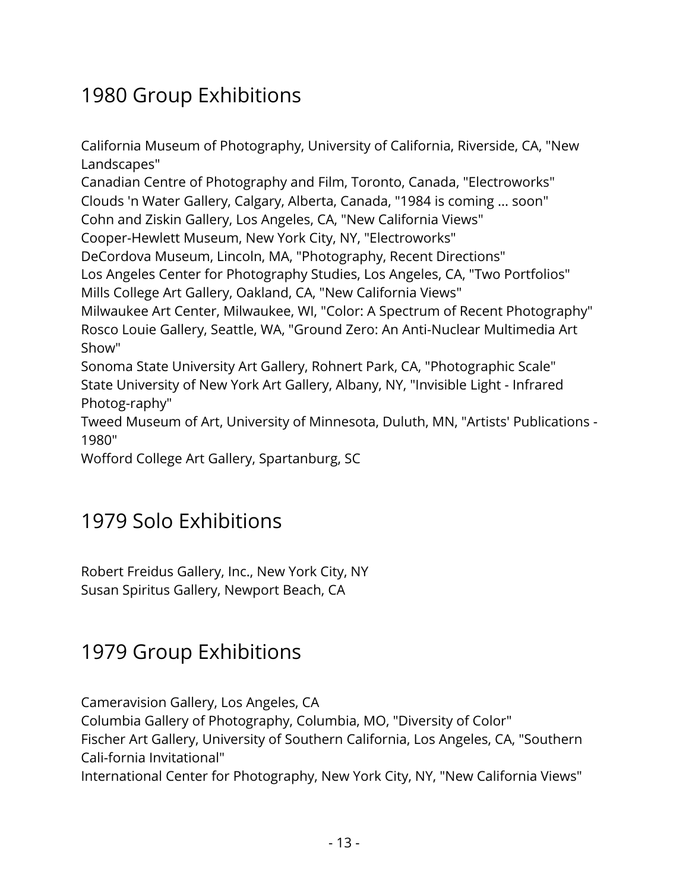## 1980 Group Exhibitions

California Museum of Photography, University of California, Riverside, CA, "New Landscapes"
Canadian Centre of Photography and Film, Toronto, Canada, "Electroworks"
Clouds 'n Water Gallery, Calgary, Alberta, Canada, "1984 is coming ... soon"
Cohn and Ziskin Gallery, Los Angeles, CA, "New California Views"
Cooper-Hewlett Museum, New York City, NY, "Electroworks"
DeCordova Museum, Lincoln, MA, "Photography, Recent Directions"
Los Angeles Center for Photography Studies, Los Angeles, CA, "Two Portfolios"
Mills College Art Gallery, Oakland, CA, "New California Views"
Milwaukee Art Center, Milwaukee, WI, "Color: A Spectrum of Recent Photography"
Rosco Louie Gallery, Seattle, WA, "Ground Zero: An Anti-Nuclear Multimedia Art Show"
Sonoma State University Art Gallery, Rohnert Park, CA, "Photographic Scale"
State University of New York Art Gallery, Albany, NY, "Invisible Light - Infrared Photog-raphy"
Tweed Museum of Art, University of Minnesota, Duluth, MN, "Artists' Publications - 1980"
Wofford College Art Gallery, Spartanburg, SC

## 1979 Solo Exhibitions

Robert Freidus Gallery, Inc., New York City, NY
Susan Spiritus Gallery, Newport Beach, CA

## 1979 Group Exhibitions

Cameravision Gallery, Los Angeles, CA
Columbia Gallery of Photography, Columbia, MO, "Diversity of Color"
Fischer Art Gallery, University of Southern California, Los Angeles, CA, "Southern Cali-fornia Invitational"
International Center for Photography, New York City, NY, "New California Views"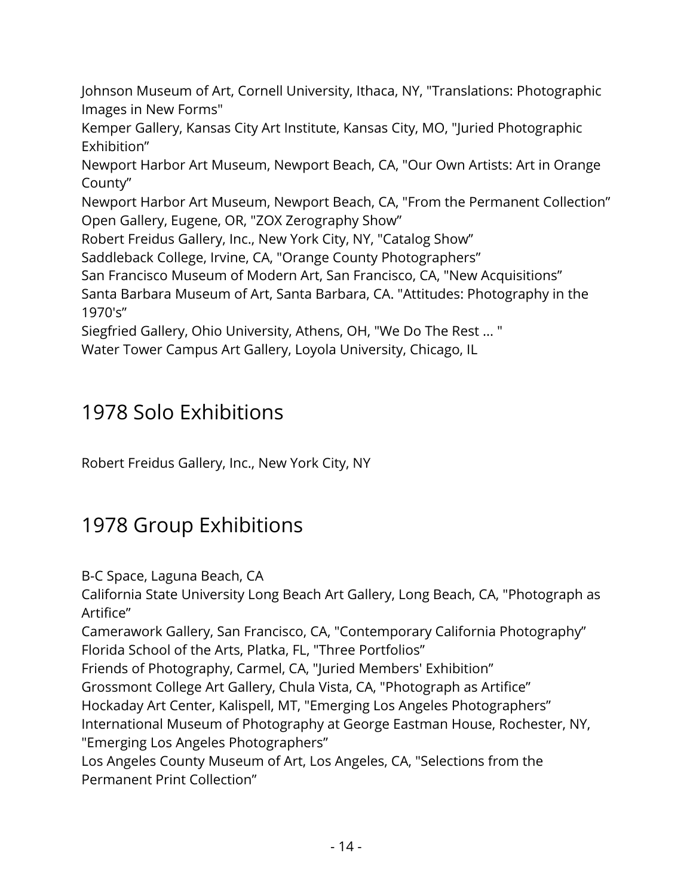Johnson Museum of Art, Cornell University, Ithaca, NY, "Translations: Photographic Images in New Forms"
Kemper Gallery, Kansas City Art Institute, Kansas City, MO, "Juried Photographic Exhibition"
Newport Harbor Art Museum, Newport Beach, CA, "Our Own Artists: Art in Orange County"
Newport Harbor Art Museum, Newport Beach, CA, "From the Permanent Collection"
Open Gallery, Eugene, OR, "ZOX Zerography Show"
Robert Freidus Gallery, Inc., New York City, NY, "Catalog Show"
Saddleback College, Irvine, CA, "Orange County Photographers"
San Francisco Museum of Modern Art, San Francisco, CA, "New Acquisitions"
Santa Barbara Museum of Art, Santa Barbara, CA. "Attitudes: Photography in the 1970's"
Siegfried Gallery, Ohio University, Athens, OH, "We Do The Rest ... "
Water Tower Campus Art Gallery, Loyola University, Chicago, IL

## 1978 Solo Exhibitions

Robert Freidus Gallery, Inc., New York City, NY

## 1978 Group Exhibitions

B-C Space, Laguna Beach, CA
California State University Long Beach Art Gallery, Long Beach, CA, "Photograph as Artifice"
Camerawork Gallery, San Francisco, CA, "Contemporary California Photography"
Florida School of the Arts, Platka, FL, "Three Portfolios"
Friends of Photography, Carmel, CA, "Juried Members' Exhibition"
Grossmont College Art Gallery, Chula Vista, CA, "Photograph as Artifice"
Hockaday Art Center, Kalispell, MT, "Emerging Los Angeles Photographers"
International Museum of Photography at George Eastman House, Rochester, NY, "Emerging Los Angeles Photographers"
Los Angeles County Museum of Art, Los Angeles, CA, "Selections from the Permanent Print Collection"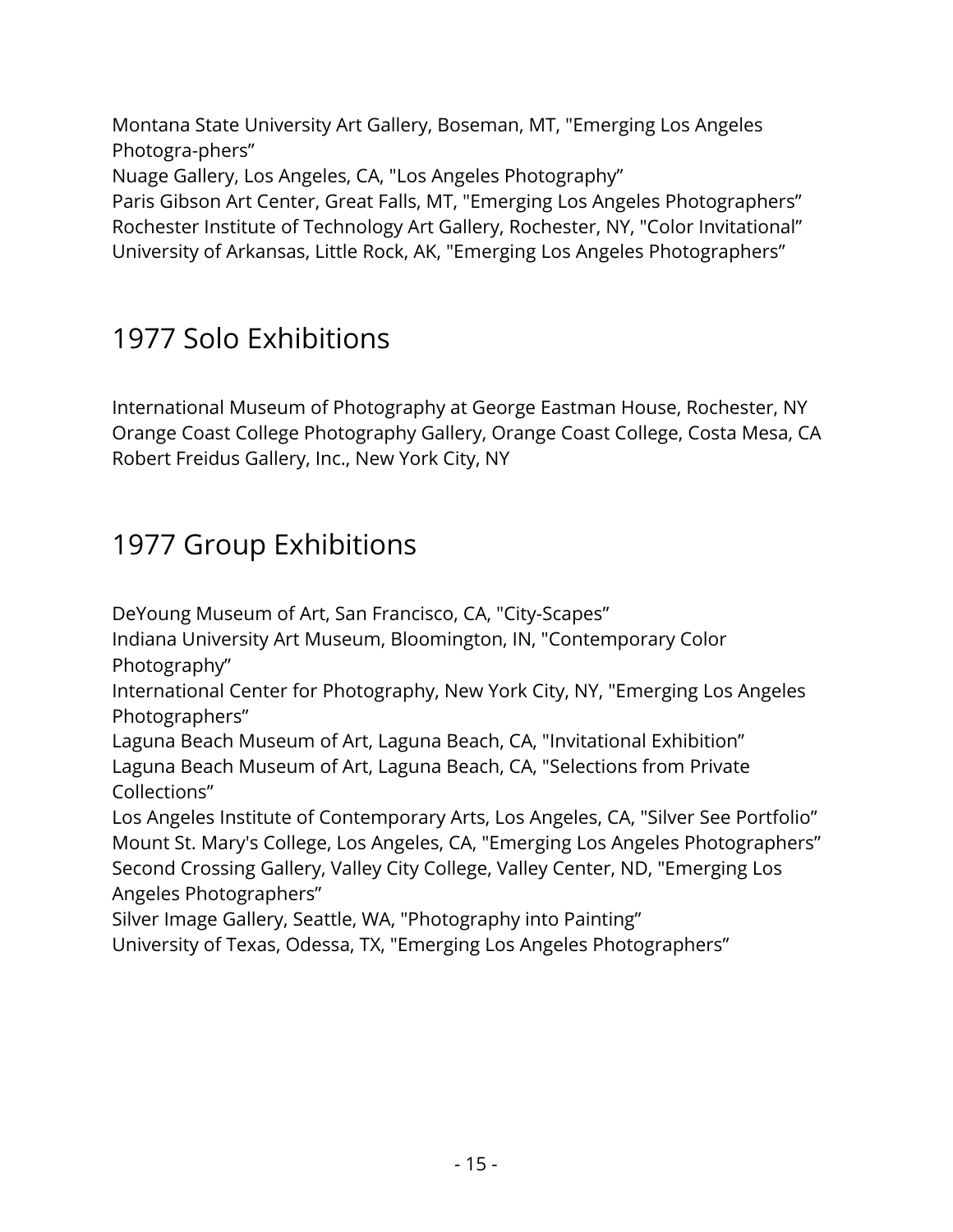Montana State University Art Gallery, Boseman, MT, "Emerging Los Angeles Photogra-phers”
Nuage Gallery, Los Angeles, CA, "Los Angeles Photography”
Paris Gibson Art Center, Great Falls, MT, "Emerging Los Angeles Photographers”
Rochester Institute of Technology Art Gallery, Rochester, NY, "Color Invitational”
University of Arkansas, Little Rock, AK, "Emerging Los Angeles Photographers”

## 1977 Solo Exhibitions

International Museum of Photography at George Eastman House, Rochester, NY
Orange Coast College Photography Gallery, Orange Coast College, Costa Mesa, CA
Robert Freidus Gallery, Inc., New York City, NY

## 1977 Group Exhibitions

DeYoung Museum of Art, San Francisco, CA, "City-Scapes”
Indiana University Art Museum, Bloomington, IN, "Contemporary Color Photography”
International Center for Photography, New York City, NY, "Emerging Los Angeles Photographers”
Laguna Beach Museum of Art, Laguna Beach, CA, "Invitational Exhibition”
Laguna Beach Museum of Art, Laguna Beach, CA, "Selections from Private Collections”
Los Angeles Institute of Contemporary Arts, Los Angeles, CA, "Silver See Portfolio”
Mount St. Mary's College, Los Angeles, CA, "Emerging Los Angeles Photographers”
Second Crossing Gallery, Valley City College, Valley Center, ND, "Emerging Los Angeles Photographers”
Silver Image Gallery, Seattle, WA, "Photography into Painting”
University of Texas, Odessa, TX, "Emerging Los Angeles Photographers”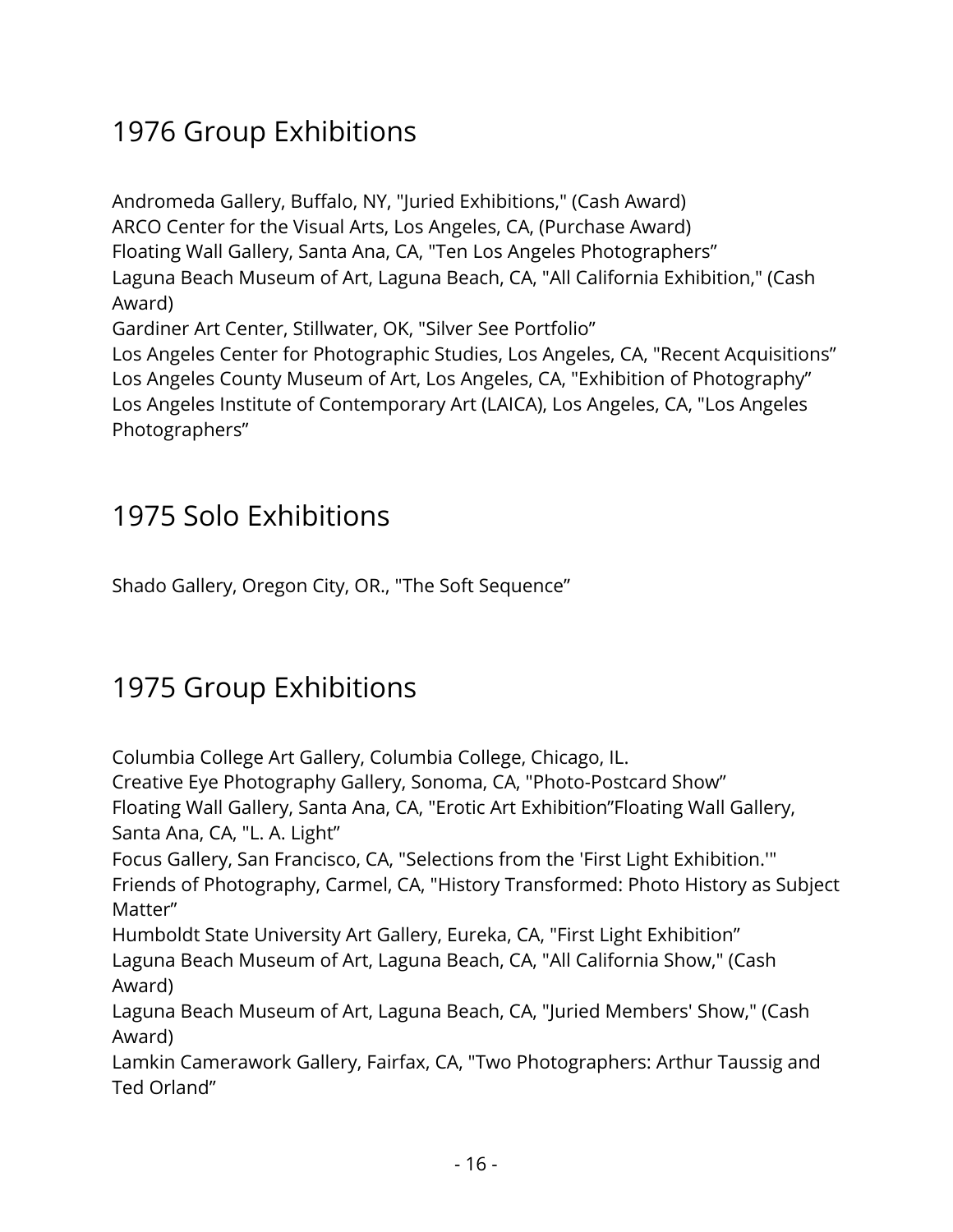## 1976 Group Exhibitions

Andromeda Gallery, Buffalo, NY, "Juried Exhibitions," (Cash Award)
ARCO Center for the Visual Arts, Los Angeles, CA, (Purchase Award)
Floating Wall Gallery, Santa Ana, CA, "Ten Los Angeles Photographers"
Laguna Beach Museum of Art, Laguna Beach, CA, "All California Exhibition," (Cash Award)
Gardiner Art Center, Stillwater, OK, "Silver See Portfolio"
Los Angeles Center for Photographic Studies, Los Angeles, CA, "Recent Acquisitions"
Los Angeles County Museum of Art, Los Angeles, CA, "Exhibition of Photography"
Los Angeles Institute of Contemporary Art (LAICA), Los Angeles, CA, "Los Angeles Photographers"

## 1975 Solo Exhibitions

Shado Gallery, Oregon City, OR., "The Soft Sequence"

## 1975 Group Exhibitions

Columbia College Art Gallery, Columbia College, Chicago, IL.
Creative Eye Photography Gallery, Sonoma, CA, "Photo-Postcard Show"
Floating Wall Gallery, Santa Ana, CA, "Erotic Art Exhibition"Floating Wall Gallery, Santa Ana, CA, "L. A. Light"
Focus Gallery, San Francisco, CA, "Selections from the 'First Light Exhibition.'"
Friends of Photography, Carmel, CA, "History Transformed: Photo History as Subject Matter"
Humboldt State University Art Gallery, Eureka, CA, "First Light Exhibition"
Laguna Beach Museum of Art, Laguna Beach, CA, "All California Show," (Cash Award)
Laguna Beach Museum of Art, Laguna Beach, CA, "Juried Members' Show," (Cash Award)
Lamkin Camerawork Gallery, Fairfax, CA, "Two Photographers: Arthur Taussig and Ted Orland"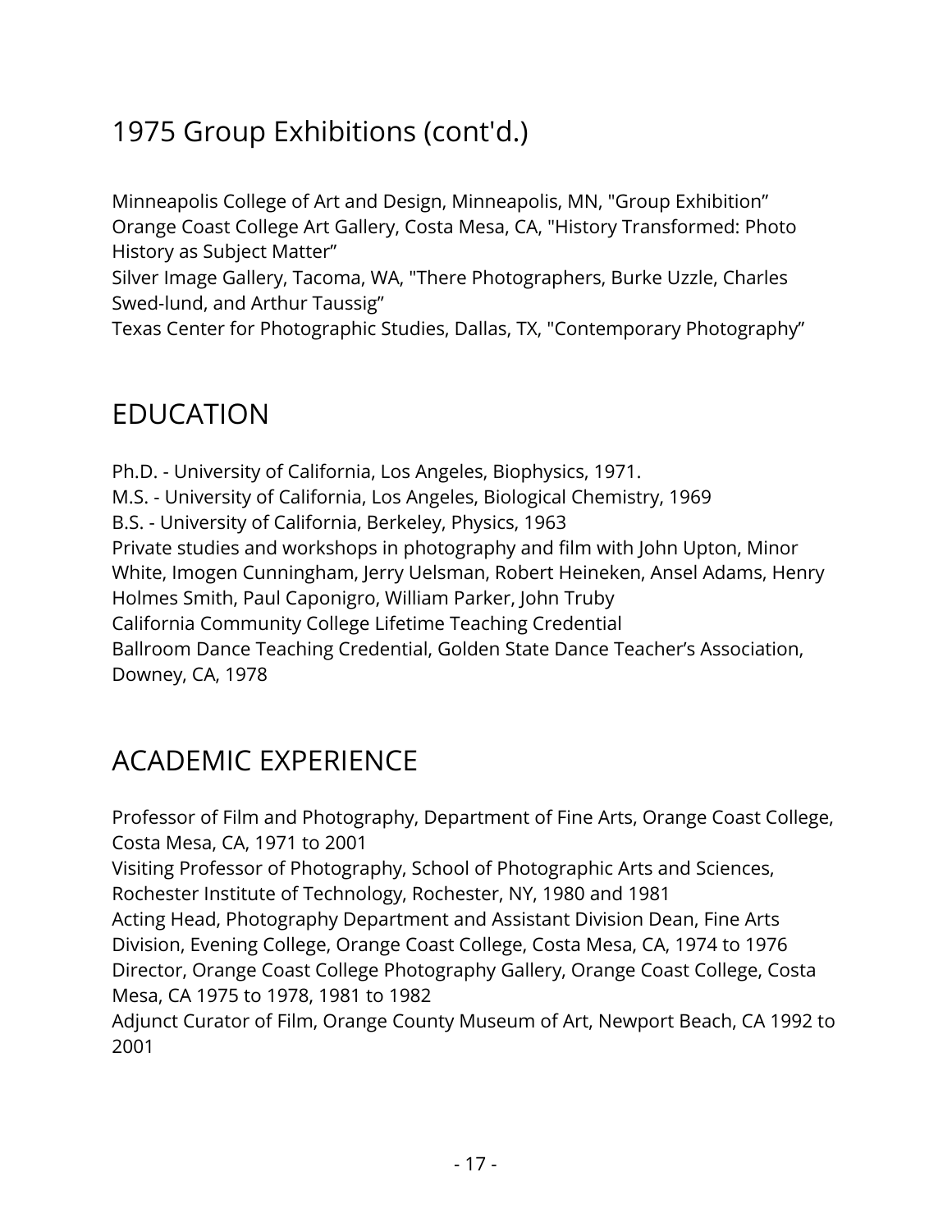## 1975 Group Exhibitions (cont'd.)

Minneapolis College of Art and Design, Minneapolis, MN, "Group Exhibition"
Orange Coast College Art Gallery, Costa Mesa, CA, "History Transformed: Photo History as Subject Matter"
Silver Image Gallery, Tacoma, WA, "There Photographers, Burke Uzzle, Charles Swed-lund, and Arthur Taussig"
Texas Center for Photographic Studies, Dallas, TX, "Contemporary Photography"

## EDUCATION

Ph.D. - University of California, Los Angeles, Biophysics, 1971.
M.S. - University of California, Los Angeles, Biological Chemistry, 1969
B.S. - University of California, Berkeley, Physics, 1963
Private studies and workshops in photography and film with John Upton, Minor White, Imogen Cunningham, Jerry Uelsman, Robert Heineken, Ansel Adams, Henry Holmes Smith, Paul Caponigro, William Parker, John Truby
California Community College Lifetime Teaching Credential
Ballroom Dance Teaching Credential, Golden State Dance Teacher's Association, Downey, CA, 1978

## ACADEMIC EXPERIENCE

Professor of Film and Photography, Department of Fine Arts, Orange Coast College, Costa Mesa, CA, 1971 to 2001
Visiting Professor of Photography, School of Photographic Arts and Sciences, Rochester Institute of Technology, Rochester, NY, 1980 and 1981
Acting Head, Photography Department and Assistant Division Dean, Fine Arts Division, Evening College, Orange Coast College, Costa Mesa, CA, 1974 to 1976
Director, Orange Coast College Photography Gallery, Orange Coast College, Costa Mesa, CA 1975 to 1978, 1981 to 1982
Adjunct Curator of Film, Orange County Museum of Art, Newport Beach, CA 1992 to 2001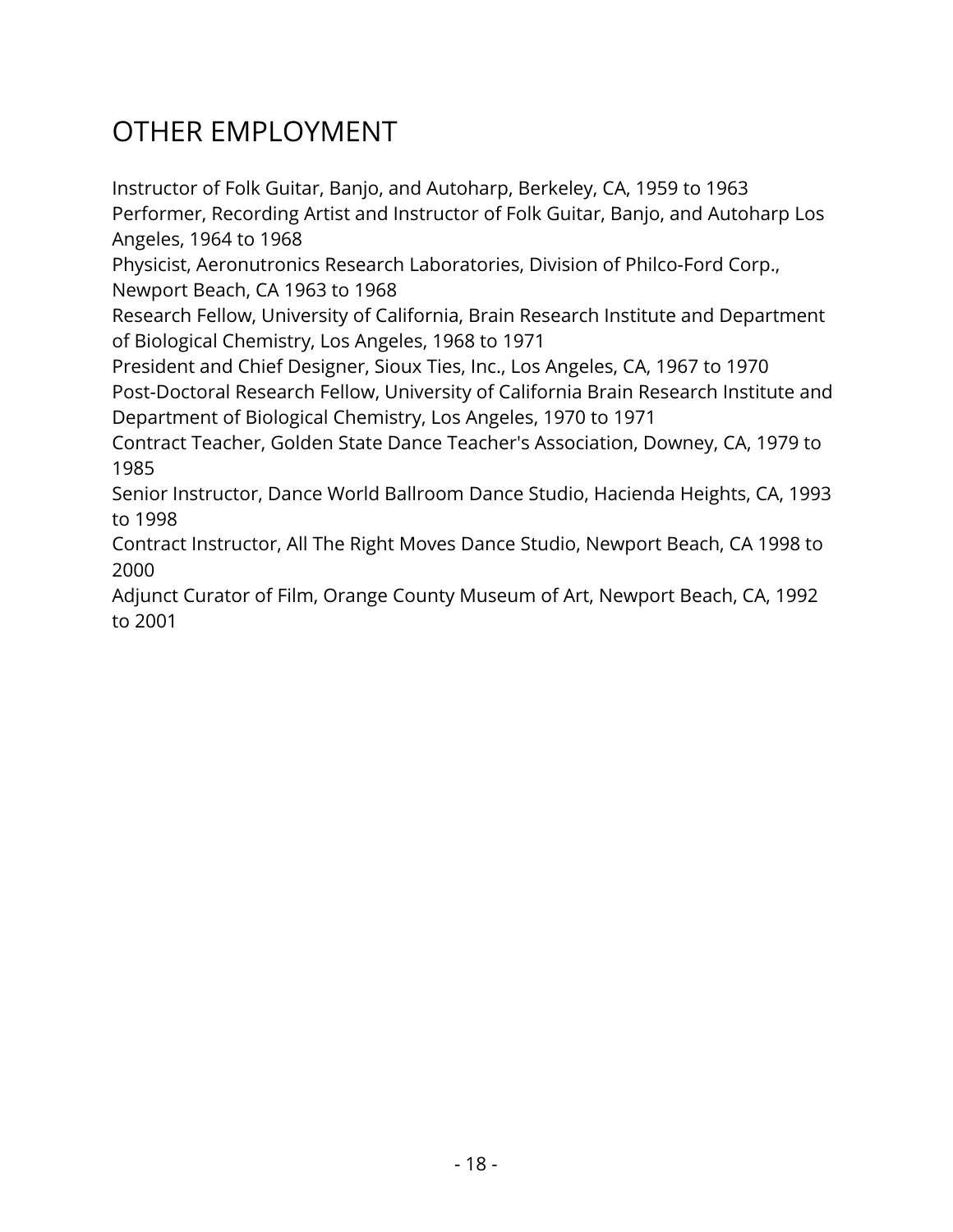# OTHER EMPLOYMENT

Instructor of Folk Guitar, Banjo, and Autoharp, Berkeley, CA, 1959 to 1963
Performer, Recording Artist and Instructor of Folk Guitar, Banjo, and Autoharp Los Angeles, 1964 to 1968
Physicist, Aeronutronics Research Laboratories, Division of Philco-Ford Corp., Newport Beach, CA 1963 to 1968
Research Fellow, University of California, Brain Research Institute and Department of Biological Chemistry, Los Angeles, 1968 to 1971
President and Chief Designer, Sioux Ties, Inc., Los Angeles, CA, 1967 to 1970
Post-Doctoral Research Fellow, University of California Brain Research Institute and Department of Biological Chemistry, Los Angeles, 1970 to 1971
Contract Teacher, Golden State Dance Teacher's Association, Downey, CA, 1979 to 1985
Senior Instructor, Dance World Ballroom Dance Studio, Hacienda Heights, CA, 1993 to 1998
Contract Instructor, All The Right Moves Dance Studio, Newport Beach, CA 1998 to 2000
Adjunct Curator of Film, Orange County Museum of Art, Newport Beach, CA, 1992 to 2001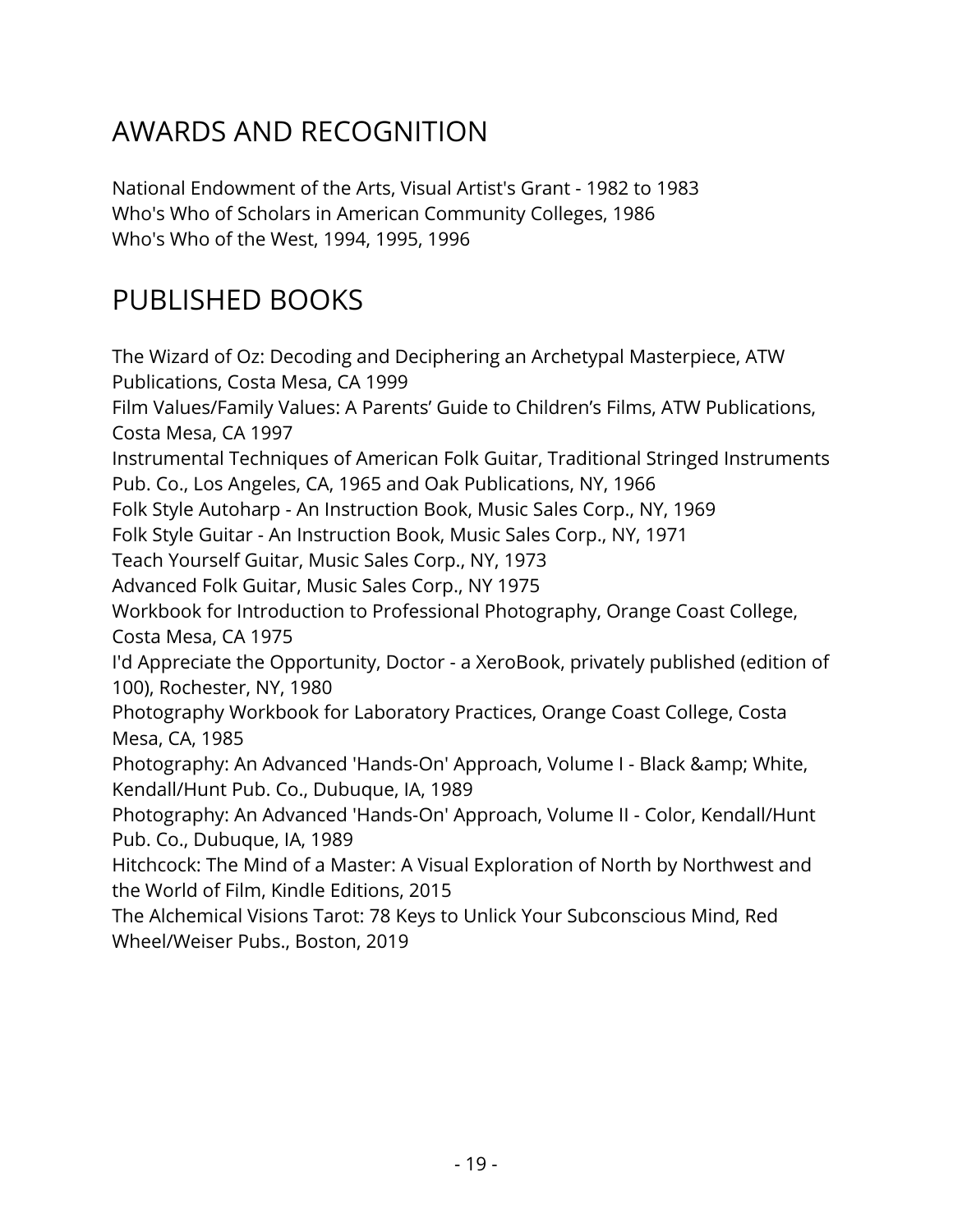## AWARDS AND RECOGNITION

National Endowment of the Arts, Visual Artist's Grant - 1982 to 1983
Who's Who of Scholars in American Community Colleges, 1986
Who's Who of the West, 1994, 1995, 1996

## PUBLISHED BOOKS

The Wizard of Oz: Decoding and Deciphering an Archetypal Masterpiece, ATW Publications, Costa Mesa, CA 1999
Film Values/Family Values: A Parents' Guide to Children's Films, ATW Publications, Costa Mesa, CA 1997
Instrumental Techniques of American Folk Guitar, Traditional Stringed Instruments Pub. Co., Los Angeles, CA, 1965 and Oak Publications, NY, 1966
Folk Style Autoharp - An Instruction Book, Music Sales Corp., NY, 1969
Folk Style Guitar - An Instruction Book, Music Sales Corp., NY, 1971
Teach Yourself Guitar, Music Sales Corp., NY, 1973
Advanced Folk Guitar, Music Sales Corp., NY 1975
Workbook for Introduction to Professional Photography, Orange Coast College, Costa Mesa, CA 1975
I'd Appreciate the Opportunity, Doctor - a XeroBook, privately published (edition of 100), Rochester, NY, 1980
Photography Workbook for Laboratory Practices, Orange Coast College, Costa Mesa, CA, 1985
Photography: An Advanced 'Hands-On' Approach, Volume I - Black &amp; White, Kendall/Hunt Pub. Co., Dubuque, IA, 1989
Photography: An Advanced 'Hands-On' Approach, Volume II - Color, Kendall/Hunt Pub. Co., Dubuque, IA, 1989
Hitchcock: The Mind of a Master: A Visual Exploration of North by Northwest and the World of Film, Kindle Editions, 2015
The Alchemical Visions Tarot: 78 Keys to Unlick Your Subconscious Mind, Red Wheel/Weiser Pubs., Boston, 2019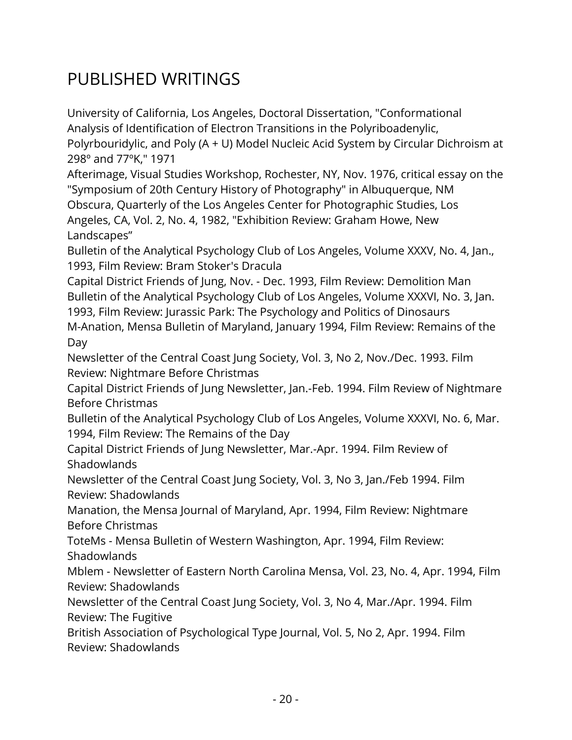# PUBLISHED WRITINGS

University of California, Los Angeles, Doctoral Dissertation, "Conformational Analysis of Identification of Electron Transitions in the Polyriboadenylic, Polyrbouridylic, and Poly (A + U) Model Nucleic Acid System by Circular Dichroism at 298º and 77ºK," 1971

Afterimage, Visual Studies Workshop, Rochester, NY, Nov. 1976, critical essay on the "Symposium of 20th Century History of Photography" in Albuquerque, NM

Obscura, Quarterly of the Los Angeles Center for Photographic Studies, Los Angeles, CA, Vol. 2, No. 4, 1982, "Exhibition Review: Graham Howe, New Landscapes"

Bulletin of the Analytical Psychology Club of Los Angeles, Volume XXXV, No. 4, Jan., 1993, Film Review: Bram Stoker's Dracula

Capital District Friends of Jung, Nov. - Dec. 1993, Film Review: Demolition Man

Bulletin of the Analytical Psychology Club of Los Angeles, Volume XXXVI, No. 3, Jan. 1993, Film Review: Jurassic Park: The Psychology and Politics of Dinosaurs

M-Anation, Mensa Bulletin of Maryland, January 1994, Film Review: Remains of the Day

Newsletter of the Central Coast Jung Society, Vol. 3, No 2, Nov./Dec. 1993. Film Review: Nightmare Before Christmas

Capital District Friends of Jung Newsletter, Jan.-Feb. 1994. Film Review of Nightmare Before Christmas

Bulletin of the Analytical Psychology Club of Los Angeles, Volume XXXVI, No. 6, Mar. 1994, Film Review: The Remains of the Day

Capital District Friends of Jung Newsletter, Mar.-Apr. 1994. Film Review of Shadowlands

Newsletter of the Central Coast Jung Society, Vol. 3, No 3, Jan./Feb 1994. Film Review: Shadowlands

Manation, the Mensa Journal of Maryland, Apr. 1994, Film Review: Nightmare Before Christmas

ToteMs - Mensa Bulletin of Western Washington, Apr. 1994, Film Review: Shadowlands

Mblem - Newsletter of Eastern North Carolina Mensa, Vol. 23, No. 4, Apr. 1994, Film Review: Shadowlands

Newsletter of the Central Coast Jung Society, Vol. 3, No 4, Mar./Apr. 1994. Film Review: The Fugitive

British Association of Psychological Type Journal, Vol. 5, No 2, Apr. 1994. Film Review: Shadowlands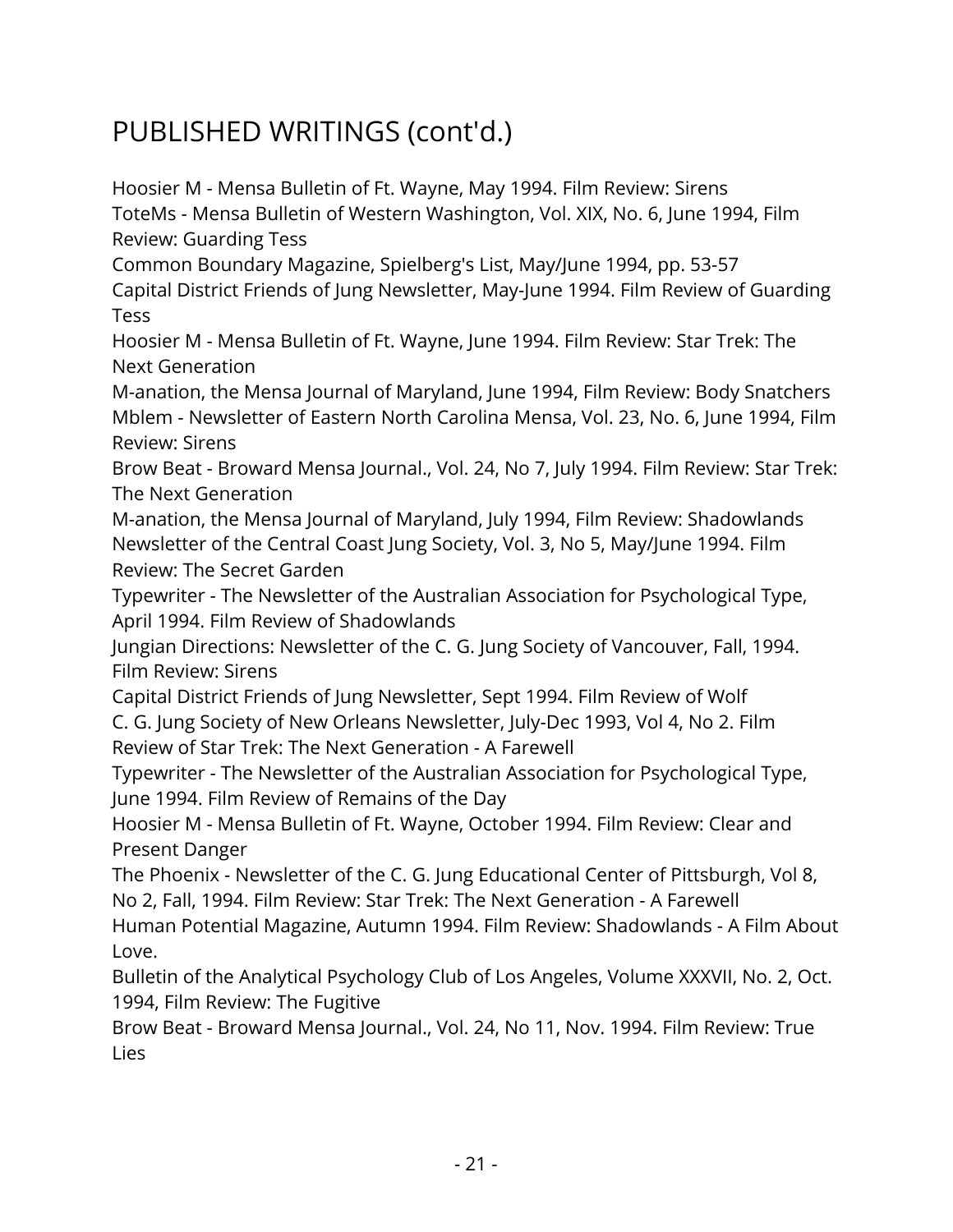## PUBLISHED WRITINGS (cont'd.)

Hoosier M - Mensa Bulletin of Ft. Wayne, May 1994. Film Review: Sirens

ToteMs - Mensa Bulletin of Western Washington, Vol. XIX, No. 6, June 1994, Film Review: Guarding Tess

Common Boundary Magazine, Spielberg's List, May/June 1994, pp. 53-57

Capital District Friends of Jung Newsletter, May-June 1994. Film Review of Guarding Tess

Hoosier M - Mensa Bulletin of Ft. Wayne, June 1994. Film Review: Star Trek: The Next Generation

M-anation, the Mensa Journal of Maryland, June 1994, Film Review: Body Snatchers

Mblem - Newsletter of Eastern North Carolina Mensa, Vol. 23, No. 6, June 1994, Film Review: Sirens

Brow Beat - Broward Mensa Journal., Vol. 24, No 7, July 1994. Film Review: Star Trek: The Next Generation

M-anation, the Mensa Journal of Maryland, July 1994, Film Review: Shadowlands

Newsletter of the Central Coast Jung Society, Vol. 3, No 5, May/June 1994. Film Review: The Secret Garden

Typewriter - The Newsletter of the Australian Association for Psychological Type, April 1994. Film Review of Shadowlands

Jungian Directions: Newsletter of the C. G. Jung Society of Vancouver, Fall, 1994. Film Review: Sirens

Capital District Friends of Jung Newsletter, Sept 1994. Film Review of Wolf

C. G. Jung Society of New Orleans Newsletter, July-Dec 1993, Vol 4, No 2. Film Review of Star Trek: The Next Generation - A Farewell

Typewriter - The Newsletter of the Australian Association for Psychological Type, June 1994. Film Review of Remains of the Day

Hoosier M - Mensa Bulletin of Ft. Wayne, October 1994. Film Review: Clear and Present Danger

The Phoenix - Newsletter of the C. G. Jung Educational Center of Pittsburgh, Vol 8, No 2, Fall, 1994. Film Review: Star Trek: The Next Generation - A Farewell

Human Potential Magazine, Autumn 1994. Film Review: Shadowlands - A Film About Love.

Bulletin of the Analytical Psychology Club of Los Angeles, Volume XXXVII, No. 2, Oct. 1994, Film Review: The Fugitive

Brow Beat - Broward Mensa Journal., Vol. 24, No 11, Nov. 1994. Film Review: True Lies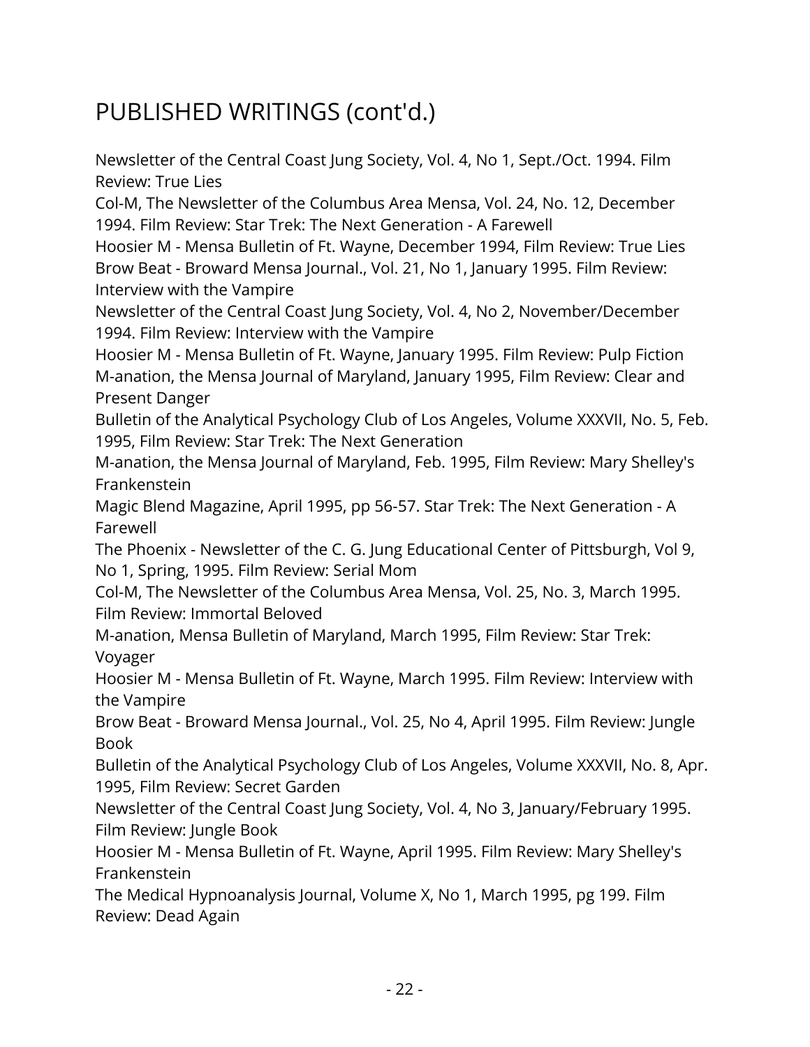# PUBLISHED WRITINGS (cont'd.)

Newsletter of the Central Coast Jung Society, Vol. 4, No 1, Sept./Oct. 1994. Film Review: True Lies

Col-M, The Newsletter of the Columbus Area Mensa, Vol. 24, No. 12, December 1994. Film Review: Star Trek: The Next Generation - A Farewell

Hoosier M - Mensa Bulletin of Ft. Wayne, December 1994, Film Review: True Lies

Brow Beat - Broward Mensa Journal., Vol. 21, No 1, January 1995. Film Review: Interview with the Vampire

Newsletter of the Central Coast Jung Society, Vol. 4, No 2, November/December 1994. Film Review: Interview with the Vampire

Hoosier M - Mensa Bulletin of Ft. Wayne, January 1995. Film Review: Pulp Fiction

M-anation, the Mensa Journal of Maryland, January 1995, Film Review: Clear and Present Danger

Bulletin of the Analytical Psychology Club of Los Angeles, Volume XXXVII, No. 5, Feb. 1995, Film Review: Star Trek: The Next Generation

M-anation, the Mensa Journal of Maryland, Feb. 1995, Film Review: Mary Shelley's Frankenstein

Magic Blend Magazine, April 1995, pp 56-57. Star Trek: The Next Generation - A Farewell

The Phoenix - Newsletter of the C. G. Jung Educational Center of Pittsburgh, Vol 9, No 1, Spring, 1995. Film Review: Serial Mom

Col-M, The Newsletter of the Columbus Area Mensa, Vol. 25, No. 3, March 1995. Film Review: Immortal Beloved

M-anation, Mensa Bulletin of Maryland, March 1995, Film Review: Star Trek: Voyager

Hoosier M - Mensa Bulletin of Ft. Wayne, March 1995. Film Review: Interview with the Vampire

Brow Beat - Broward Mensa Journal., Vol. 25, No 4, April 1995. Film Review: Jungle Book

Bulletin of the Analytical Psychology Club of Los Angeles, Volume XXXVII, No. 8, Apr. 1995, Film Review: Secret Garden

Newsletter of the Central Coast Jung Society, Vol. 4, No 3, January/February 1995. Film Review: Jungle Book

Hoosier M - Mensa Bulletin of Ft. Wayne, April 1995. Film Review: Mary Shelley's Frankenstein

The Medical Hypnoanalysis Journal, Volume X, No 1, March 1995, pg 199. Film Review: Dead Again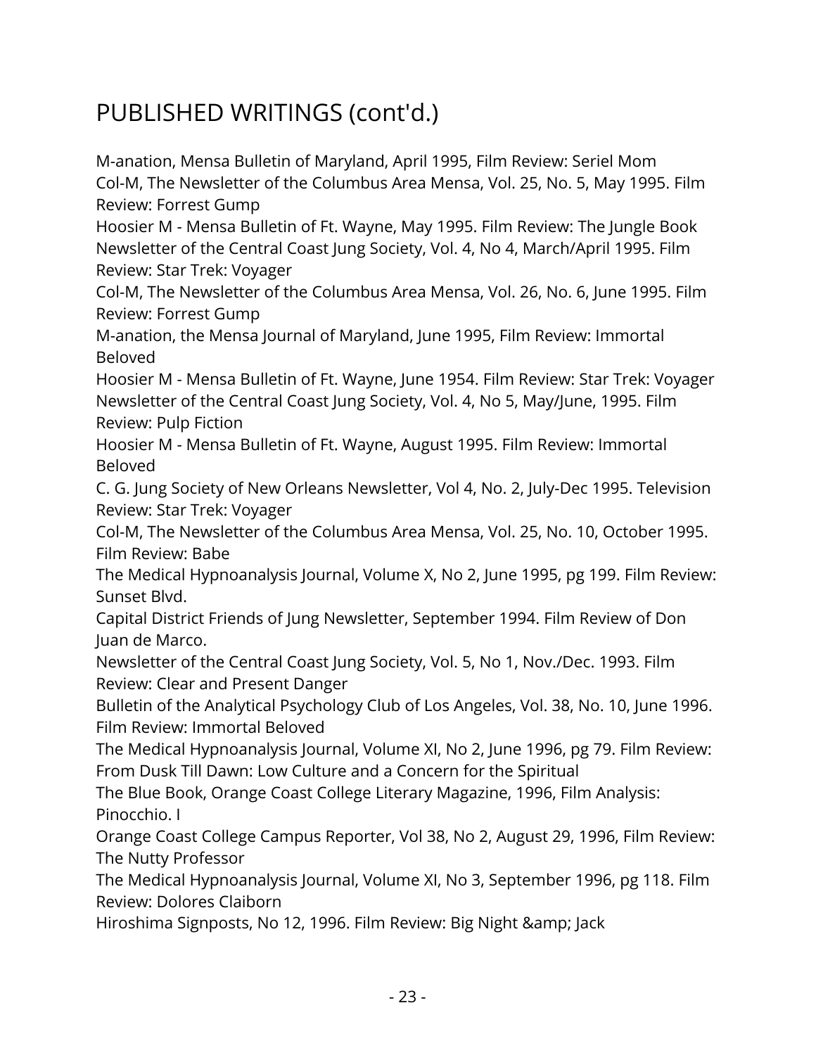# PUBLISHED WRITINGS (cont'd.)

M-anation, Mensa Bulletin of Maryland, April 1995, Film Review: Seriel Mom
Col-M, The Newsletter of the Columbus Area Mensa, Vol. 25, No. 5, May 1995. Film Review: Forrest Gump
Hoosier M - Mensa Bulletin of Ft. Wayne, May 1995. Film Review: The Jungle Book
Newsletter of the Central Coast Jung Society, Vol. 4, No 4, March/April 1995. Film Review: Star Trek: Voyager
Col-M, The Newsletter of the Columbus Area Mensa, Vol. 26, No. 6, June 1995. Film Review: Forrest Gump
M-anation, the Mensa Journal of Maryland, June 1995, Film Review: Immortal Beloved
Hoosier M - Mensa Bulletin of Ft. Wayne, June 1954. Film Review: Star Trek: Voyager
Newsletter of the Central Coast Jung Society, Vol. 4, No 5, May/June, 1995. Film Review: Pulp Fiction
Hoosier M - Mensa Bulletin of Ft. Wayne, August 1995. Film Review: Immortal Beloved
C. G. Jung Society of New Orleans Newsletter, Vol 4, No. 2, July-Dec 1995. Television Review: Star Trek: Voyager
Col-M, The Newsletter of the Columbus Area Mensa, Vol. 25, No. 10, October 1995. Film Review: Babe
The Medical Hypnoanalysis Journal, Volume X, No 2, June 1995, pg 199. Film Review: Sunset Blvd.
Capital District Friends of Jung Newsletter, September 1994. Film Review of Don Juan de Marco.
Newsletter of the Central Coast Jung Society, Vol. 5, No 1, Nov./Dec. 1993. Film Review: Clear and Present Danger
Bulletin of the Analytical Psychology Club of Los Angeles, Vol. 38, No. 10, June 1996. Film Review: Immortal Beloved
The Medical Hypnoanalysis Journal, Volume XI, No 2, June 1996, pg 79. Film Review: From Dusk Till Dawn: Low Culture and a Concern for the Spiritual
The Blue Book, Orange Coast College Literary Magazine, 1996, Film Analysis: Pinocchio. I
Orange Coast College Campus Reporter, Vol 38, No 2, August 29, 1996, Film Review: The Nutty Professor
The Medical Hypnoanalysis Journal, Volume XI, No 3, September 1996, pg 118. Film Review: Dolores Claiborn
Hiroshima Signposts, No 12, 1996. Film Review: Big Night &amp; Jack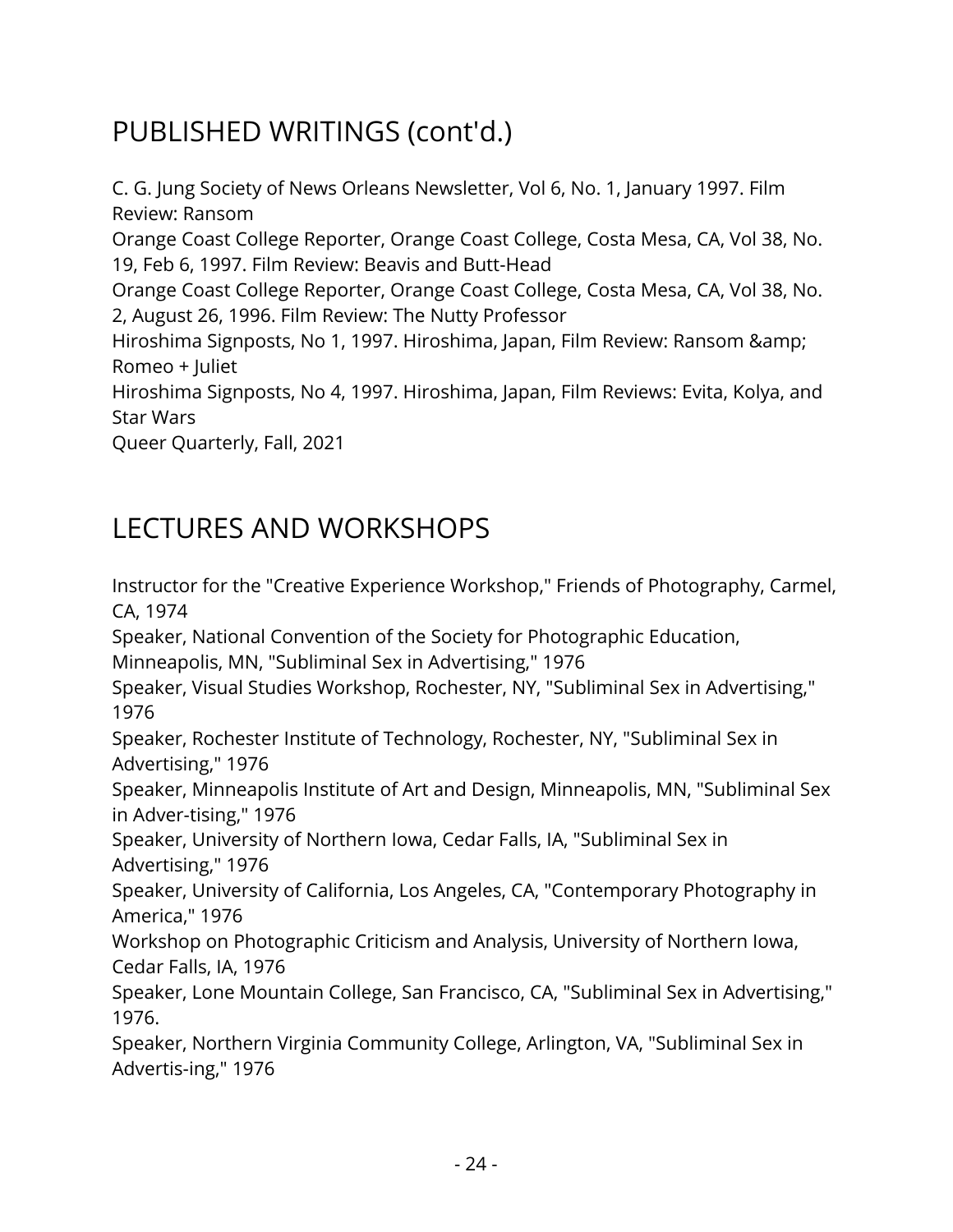## PUBLISHED WRITINGS (cont'd.)

C. G. Jung Society of News Orleans Newsletter, Vol 6, No. 1, January 1997. Film Review: Ransom
Orange Coast College Reporter, Orange Coast College, Costa Mesa, CA, Vol 38, No. 19, Feb 6, 1997. Film Review: Beavis and Butt-Head
Orange Coast College Reporter, Orange Coast College, Costa Mesa, CA, Vol 38, No. 2, August 26, 1996. Film Review: The Nutty Professor
Hiroshima Signposts, No 1, 1997. Hiroshima, Japan, Film Review: Ransom &amp; Romeo + Juliet
Hiroshima Signposts, No 4, 1997. Hiroshima, Japan, Film Reviews: Evita, Kolya, and Star Wars
Queer Quarterly, Fall, 2021

## LECTURES AND WORKSHOPS

Instructor for the "Creative Experience Workshop," Friends of Photography, Carmel, CA, 1974
Speaker, National Convention of the Society for Photographic Education, Minneapolis, MN, "Subliminal Sex in Advertising," 1976
Speaker, Visual Studies Workshop, Rochester, NY, "Subliminal Sex in Advertising," 1976
Speaker, Rochester Institute of Technology, Rochester, NY, "Subliminal Sex in Advertising," 1976
Speaker, Minneapolis Institute of Art and Design, Minneapolis, MN, "Subliminal Sex in Adver-tising," 1976
Speaker, University of Northern Iowa, Cedar Falls, IA, "Subliminal Sex in Advertising," 1976
Speaker, University of California, Los Angeles, CA, "Contemporary Photography in America," 1976
Workshop on Photographic Criticism and Analysis, University of Northern Iowa, Cedar Falls, IA, 1976
Speaker, Lone Mountain College, San Francisco, CA, "Subliminal Sex in Advertising," 1976.
Speaker, Northern Virginia Community College, Arlington, VA, "Subliminal Sex in Advertis-ing," 1976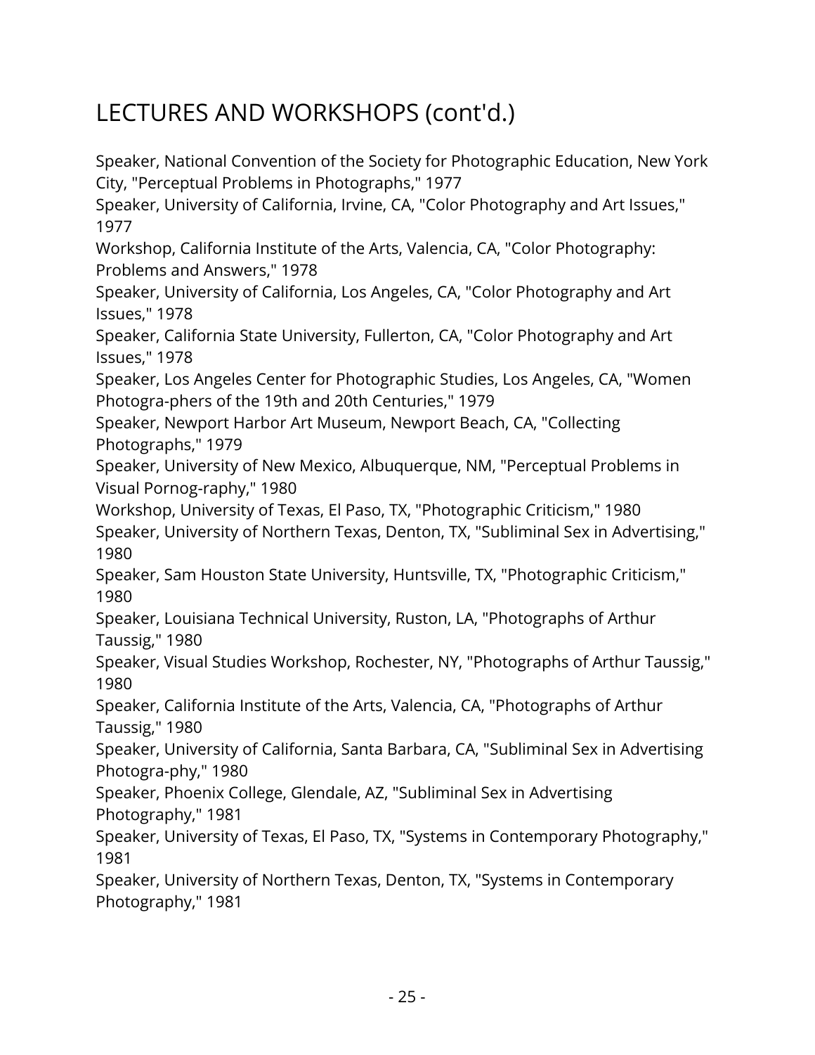## LECTURES AND WORKSHOPS (cont'd.)

Speaker, National Convention of the Society for Photographic Education, New York City, "Perceptual Problems in Photographs," 1977
Speaker, University of California, Irvine, CA, "Color Photography and Art Issues," 1977
Workshop, California Institute of the Arts, Valencia, CA, "Color Photography: Problems and Answers," 1978
Speaker, University of California, Los Angeles, CA, "Color Photography and Art Issues," 1978
Speaker, California State University, Fullerton, CA, "Color Photography and Art Issues," 1978
Speaker, Los Angeles Center for Photographic Studies, Los Angeles, CA, "Women Photogra-phers of the 19th and 20th Centuries," 1979
Speaker, Newport Harbor Art Museum, Newport Beach, CA, "Collecting Photographs," 1979
Speaker, University of New Mexico, Albuquerque, NM, "Perceptual Problems in Visual Pornog-raphy," 1980
Workshop, University of Texas, El Paso, TX, "Photographic Criticism," 1980
Speaker, University of Northern Texas, Denton, TX, "Subliminal Sex in Advertising," 1980
Speaker, Sam Houston State University, Huntsville, TX, "Photographic Criticism," 1980
Speaker, Louisiana Technical University, Ruston, LA, "Photographs of Arthur Taussig," 1980
Speaker, Visual Studies Workshop, Rochester, NY, "Photographs of Arthur Taussig," 1980
Speaker, California Institute of the Arts, Valencia, CA, "Photographs of Arthur Taussig," 1980
Speaker, University of California, Santa Barbara, CA, "Subliminal Sex in Advertising Photogra-phy," 1980
Speaker, Phoenix College, Glendale, AZ, "Subliminal Sex in Advertising Photography," 1981
Speaker, University of Texas, El Paso, TX, "Systems in Contemporary Photography," 1981
Speaker, University of Northern Texas, Denton, TX, "Systems in Contemporary Photography," 1981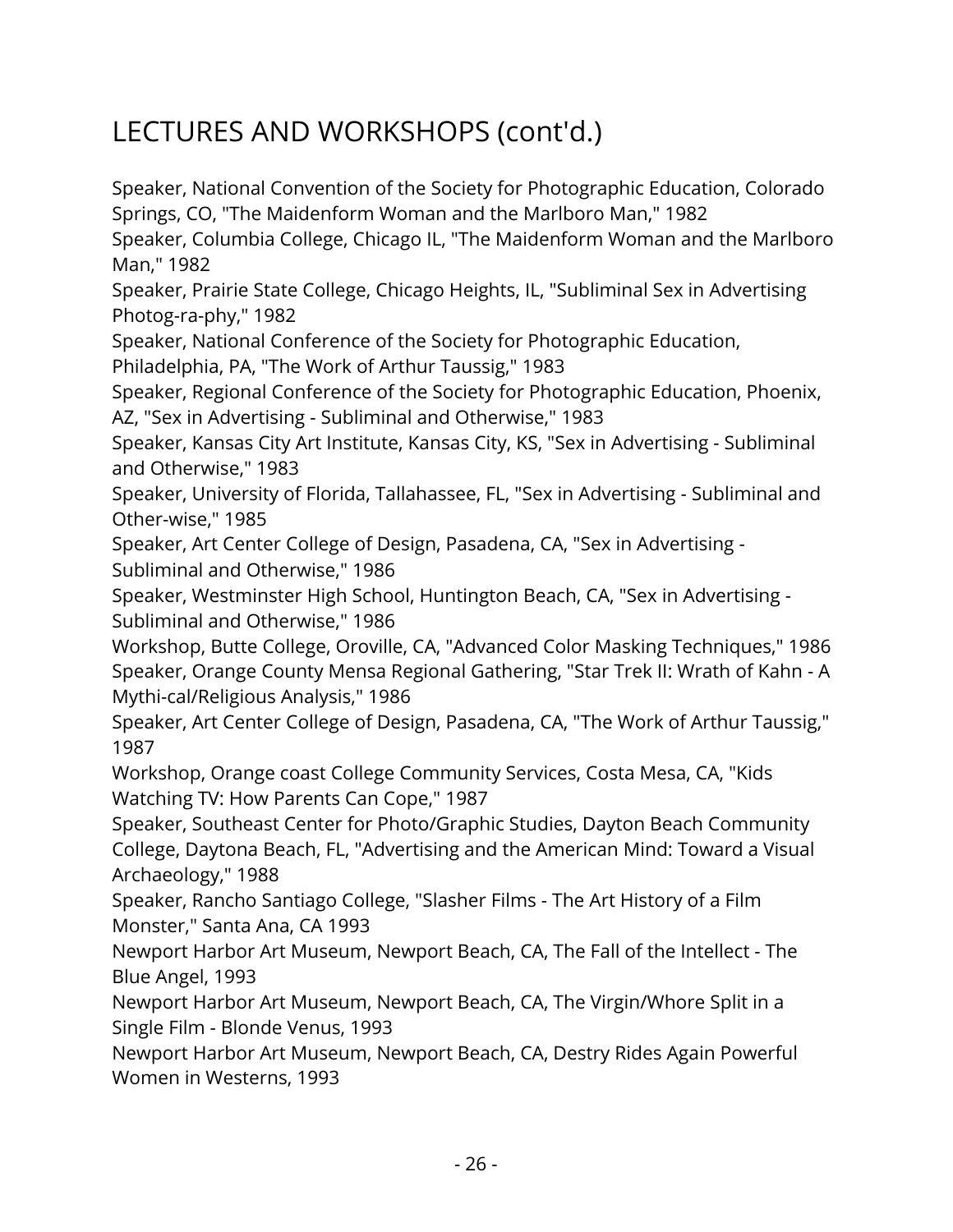## LECTURES AND WORKSHOPS (cont'd.)

Speaker, National Convention of the Society for Photographic Education, Colorado Springs, CO, "The Maidenform Woman and the Marlboro Man," 1982

Speaker, Columbia College, Chicago IL, "The Maidenform Woman and the Marlboro Man," 1982

Speaker, Prairie State College, Chicago Heights, IL, "Subliminal Sex in Advertising Photog-ra-phy," 1982

Speaker, National Conference of the Society for Photographic Education, Philadelphia, PA, "The Work of Arthur Taussig," 1983

Speaker, Regional Conference of the Society for Photographic Education, Phoenix, AZ, "Sex in Advertising - Subliminal and Otherwise," 1983

Speaker, Kansas City Art Institute, Kansas City, KS, "Sex in Advertising - Subliminal and Otherwise," 1983

Speaker, University of Florida, Tallahassee, FL, "Sex in Advertising - Subliminal and Other-wise," 1985

Speaker, Art Center College of Design, Pasadena, CA, "Sex in Advertising - Subliminal and Otherwise," 1986

Speaker, Westminster High School, Huntington Beach, CA, "Sex in Advertising - Subliminal and Otherwise," 1986

Workshop, Butte College, Oroville, CA, "Advanced Color Masking Techniques," 1986

Speaker, Orange County Mensa Regional Gathering, "Star Trek II: Wrath of Kahn - A Mythi-cal/Religious Analysis," 1986

Speaker, Art Center College of Design, Pasadena, CA, "The Work of Arthur Taussig," 1987

Workshop, Orange coast College Community Services, Costa Mesa, CA, "Kids Watching TV: How Parents Can Cope," 1987

Speaker, Southeast Center for Photo/Graphic Studies, Dayton Beach Community College, Daytona Beach, FL, "Advertising and the American Mind: Toward a Visual Archaeology," 1988

Speaker, Rancho Santiago College, "Slasher Films - The Art History of a Film Monster," Santa Ana, CA 1993

Newport Harbor Art Museum, Newport Beach, CA, The Fall of the Intellect - The Blue Angel, 1993

Newport Harbor Art Museum, Newport Beach, CA, The Virgin/Whore Split in a Single Film - Blonde Venus, 1993

Newport Harbor Art Museum, Newport Beach, CA, Destry Rides Again Powerful Women in Westerns, 1993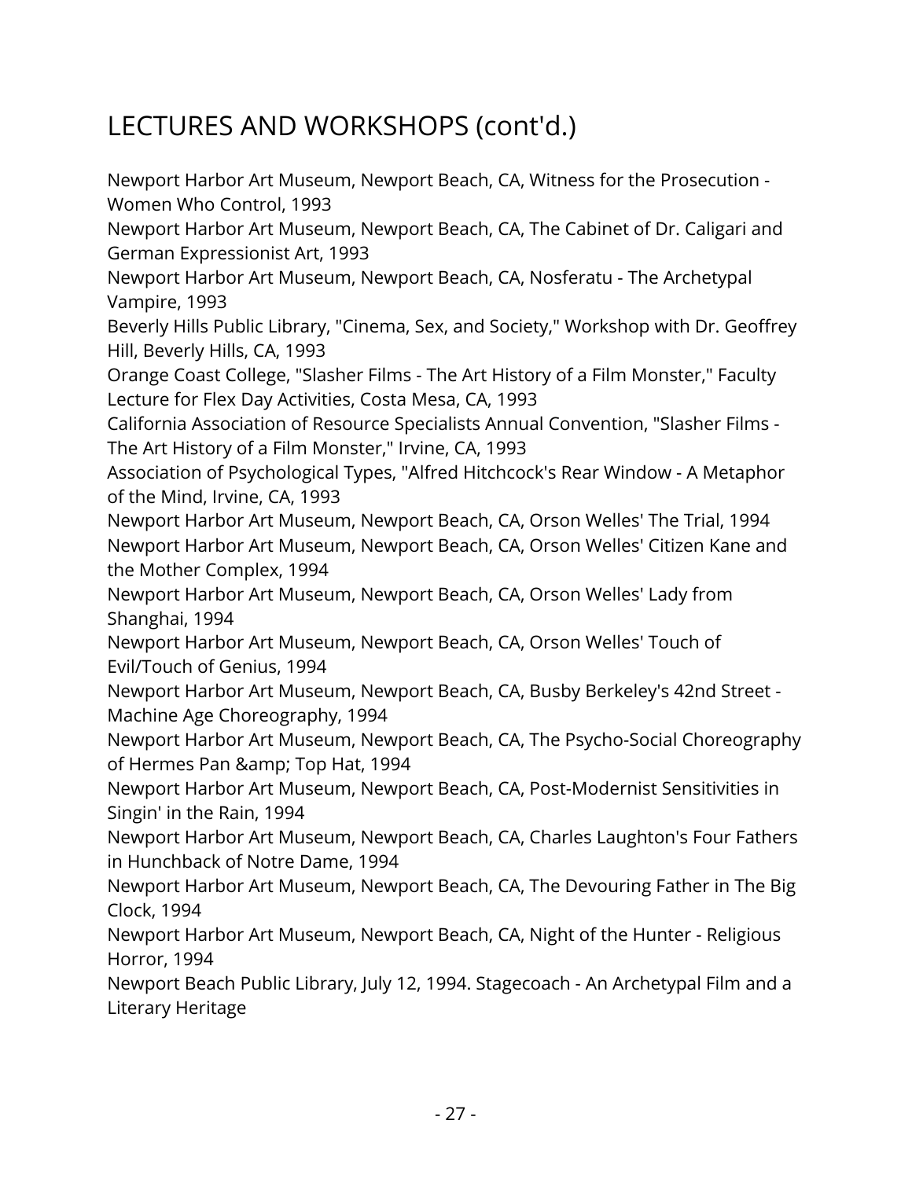## LECTURES AND WORKSHOPS (cont'd.)

Newport Harbor Art Museum, Newport Beach, CA, Witness for the Prosecution - Women Who Control, 1993

Newport Harbor Art Museum, Newport Beach, CA, The Cabinet of Dr. Caligari and German Expressionist Art, 1993

Newport Harbor Art Museum, Newport Beach, CA, Nosferatu - The Archetypal Vampire, 1993

Beverly Hills Public Library, "Cinema, Sex, and Society," Workshop with Dr. Geoffrey Hill, Beverly Hills, CA, 1993

Orange Coast College, "Slasher Films - The Art History of a Film Monster," Faculty Lecture for Flex Day Activities, Costa Mesa, CA, 1993

California Association of Resource Specialists Annual Convention, "Slasher Films - The Art History of a Film Monster," Irvine, CA, 1993

Association of Psychological Types, "Alfred Hitchcock's Rear Window - A Metaphor of the Mind, Irvine, CA, 1993

Newport Harbor Art Museum, Newport Beach, CA, Orson Welles' The Trial, 1994

Newport Harbor Art Museum, Newport Beach, CA, Orson Welles' Citizen Kane and the Mother Complex, 1994

Newport Harbor Art Museum, Newport Beach, CA, Orson Welles' Lady from Shanghai, 1994

Newport Harbor Art Museum, Newport Beach, CA, Orson Welles' Touch of Evil/Touch of Genius, 1994

Newport Harbor Art Museum, Newport Beach, CA, Busby Berkeley's 42nd Street - Machine Age Choreography, 1994

Newport Harbor Art Museum, Newport Beach, CA, The Psycho-Social Choreography of Hermes Pan &amp; Top Hat, 1994

Newport Harbor Art Museum, Newport Beach, CA, Post-Modernist Sensitivities in Singin' in the Rain, 1994

Newport Harbor Art Museum, Newport Beach, CA, Charles Laughton's Four Fathers in Hunchback of Notre Dame, 1994

Newport Harbor Art Museum, Newport Beach, CA, The Devouring Father in The Big Clock, 1994

Newport Harbor Art Museum, Newport Beach, CA, Night of the Hunter - Religious Horror, 1994

Newport Beach Public Library, July 12, 1994. Stagecoach - An Archetypal Film and a Literary Heritage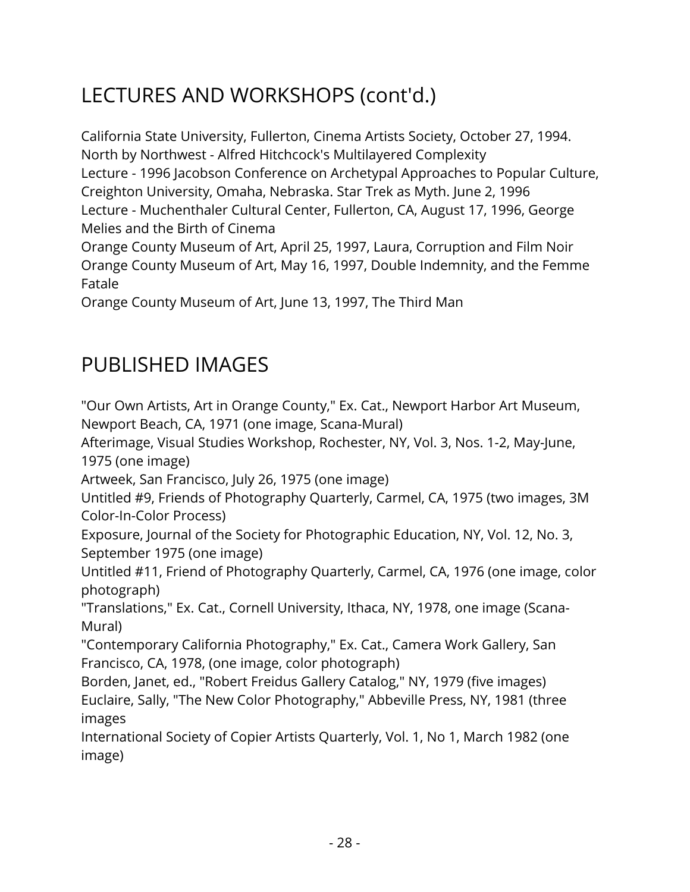## LECTURES AND WORKSHOPS (cont'd.)

California State University, Fullerton, Cinema Artists Society, October 27, 1994. North by Northwest - Alfred Hitchcock's Multilayered Complexity
Lecture - 1996 Jacobson Conference on Archetypal Approaches to Popular Culture, Creighton University, Omaha, Nebraska. Star Trek as Myth. June 2, 1996
Lecture - Muchenthaler Cultural Center, Fullerton, CA, August 17, 1996, George Melies and the Birth of Cinema
Orange County Museum of Art, April 25, 1997, Laura, Corruption and Film Noir
Orange County Museum of Art, May 16, 1997, Double Indemnity, and the Femme Fatale
Orange County Museum of Art, June 13, 1997, The Third Man

## PUBLISHED IMAGES

"Our Own Artists, Art in Orange County," Ex. Cat., Newport Harbor Art Museum, Newport Beach, CA, 1971 (one image, Scana-Mural)
Afterimage, Visual Studies Workshop, Rochester, NY, Vol. 3, Nos. 1-2, May-June, 1975 (one image)
Artweek, San Francisco, July 26, 1975 (one image)
Untitled #9, Friends of Photography Quarterly, Carmel, CA, 1975 (two images, 3M Color-In-Color Process)
Exposure, Journal of the Society for Photographic Education, NY, Vol. 12, No. 3, September 1975 (one image)
Untitled #11, Friend of Photography Quarterly, Carmel, CA, 1976 (one image, color photograph)
"Translations," Ex. Cat., Cornell University, Ithaca, NY, 1978, one image (Scana-Mural)
"Contemporary California Photography," Ex. Cat., Camera Work Gallery, San Francisco, CA, 1978, (one image, color photograph)
Borden, Janet, ed., "Robert Freidus Gallery Catalog," NY, 1979 (five images)
Euclaire, Sally, "The New Color Photography," Abbeville Press, NY, 1981 (three images
International Society of Copier Artists Quarterly, Vol. 1, No 1, March 1982 (one image)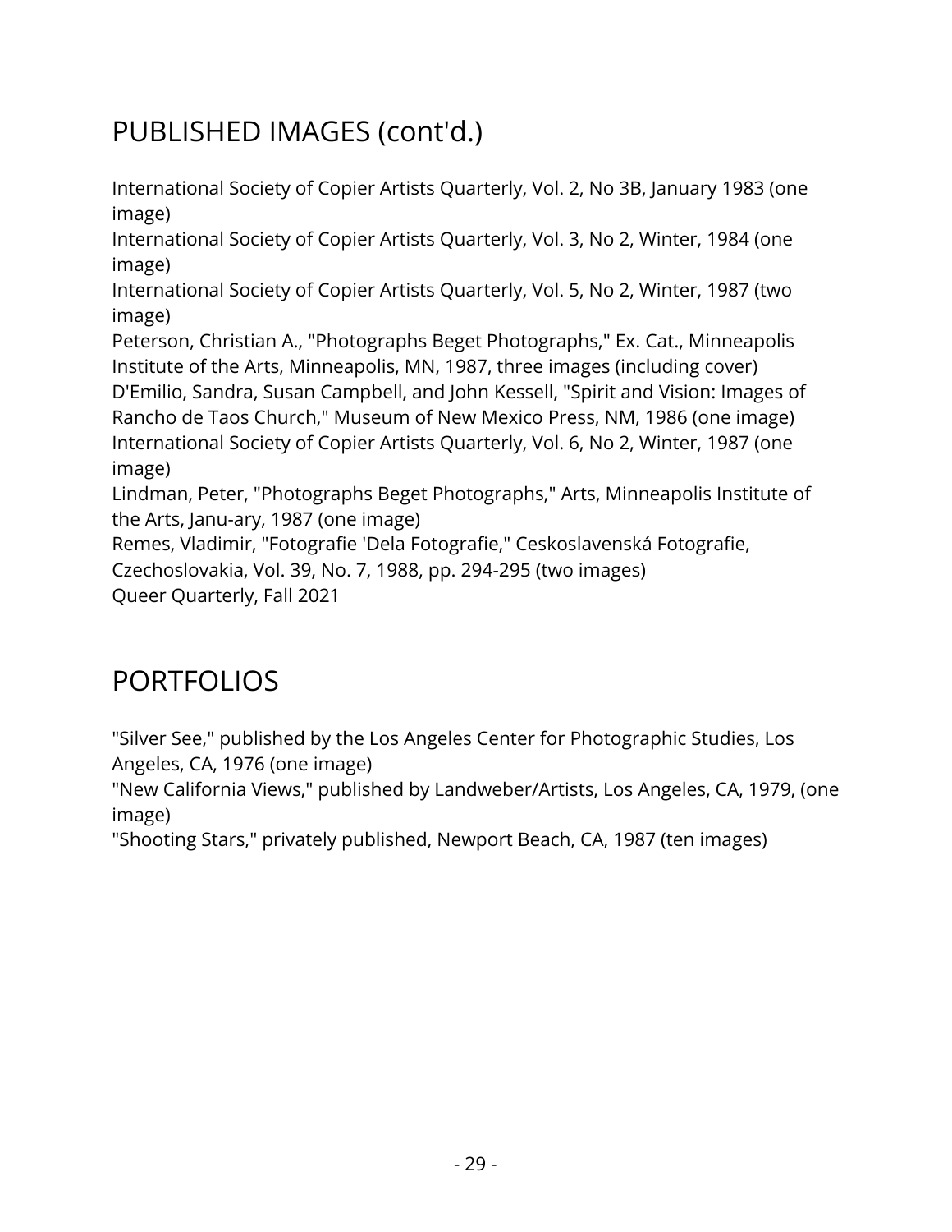## PUBLISHED IMAGES (cont'd.)

International Society of Copier Artists Quarterly, Vol. 2, No 3B, January 1983 (one image)
International Society of Copier Artists Quarterly, Vol. 3, No 2, Winter, 1984 (one image)
International Society of Copier Artists Quarterly, Vol. 5, No 2, Winter, 1987 (two image)
Peterson, Christian A., "Photographs Beget Photographs," Ex. Cat., Minneapolis Institute of the Arts, Minneapolis, MN, 1987, three images (including cover)
D'Emilio, Sandra, Susan Campbell, and John Kessell, "Spirit and Vision: Images of Rancho de Taos Church," Museum of New Mexico Press, NM, 1986 (one image)
International Society of Copier Artists Quarterly, Vol. 6, No 2, Winter, 1987 (one image)
Lindman, Peter, "Photographs Beget Photographs," Arts, Minneapolis Institute of the Arts, Janu-ary, 1987 (one image)
Remes, Vladimir, "Fotografie 'Dela Fotografie," Ceskoslavenská Fotografie, Czechoslovakia, Vol. 39, No. 7, 1988, pp. 294-295 (two images)
Queer Quarterly, Fall 2021

## PORTFOLIOS

"Silver See," published by the Los Angeles Center for Photographic Studies, Los Angeles, CA, 1976 (one image)
"New California Views," published by Landweber/Artists, Los Angeles, CA, 1979, (one image)
"Shooting Stars," privately published, Newport Beach, CA, 1987 (ten images)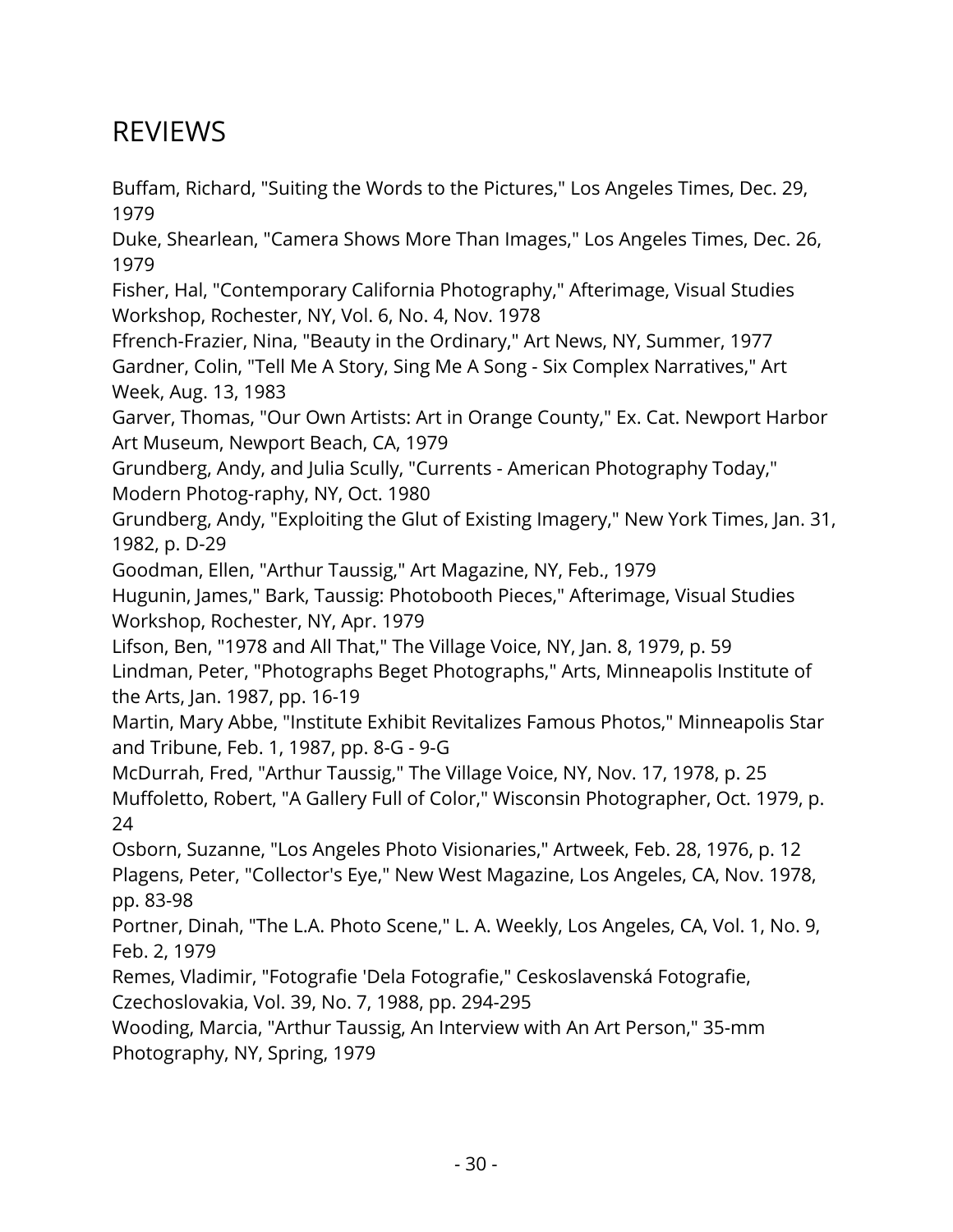## REVIEWS

Buffam, Richard, "Suiting the Words to the Pictures," Los Angeles Times, Dec. 29, 1979

Duke, Shearlean, "Camera Shows More Than Images," Los Angeles Times, Dec. 26, 1979

Fisher, Hal, "Contemporary California Photography," Afterimage, Visual Studies Workshop, Rochester, NY, Vol. 6, No. 4, Nov. 1978

Ffrench-Frazier, Nina, "Beauty in the Ordinary," Art News, NY, Summer, 1977

Gardner, Colin, "Tell Me A Story, Sing Me A Song - Six Complex Narratives," Art Week, Aug. 13, 1983

Garver, Thomas, "Our Own Artists: Art in Orange County," Ex. Cat. Newport Harbor Art Museum, Newport Beach, CA, 1979

Grundberg, Andy, and Julia Scully, "Currents - American Photography Today," Modern Photog-raphy, NY, Oct. 1980

Grundberg, Andy, "Exploiting the Glut of Existing Imagery," New York Times, Jan. 31, 1982, p. D-29

Goodman, Ellen, "Arthur Taussig," Art Magazine, NY, Feb., 1979

Hugunin, James," Bark, Taussig: Photobooth Pieces," Afterimage, Visual Studies Workshop, Rochester, NY, Apr. 1979

Lifson, Ben, "1978 and All That," The Village Voice, NY, Jan. 8, 1979, p. 59

Lindman, Peter, "Photographs Beget Photographs," Arts, Minneapolis Institute of the Arts, Jan. 1987, pp. 16-19

Martin, Mary Abbe, "Institute Exhibit Revitalizes Famous Photos," Minneapolis Star and Tribune, Feb. 1, 1987, pp. 8-G - 9-G

McDurrah, Fred, "Arthur Taussig," The Village Voice, NY, Nov. 17, 1978, p. 25

Muffoletto, Robert, "A Gallery Full of Color," Wisconsin Photographer, Oct. 1979, p. 24

Osborn, Suzanne, "Los Angeles Photo Visionaries," Artweek, Feb. 28, 1976, p. 12

Plagens, Peter, "Collector's Eye," New West Magazine, Los Angeles, CA, Nov. 1978, pp. 83-98

Portner, Dinah, "The L.A. Photo Scene," L. A. Weekly, Los Angeles, CA, Vol. 1, No. 9, Feb. 2, 1979

Remes, Vladimir, "Fotografie 'Dela Fotografie," Ceskoslovenská Fotografie, Czechoslovakia, Vol. 39, No. 7, 1988, pp. 294-295

Wooding, Marcia, "Arthur Taussig, An Interview with An Art Person," 35-mm Photography, NY, Spring, 1979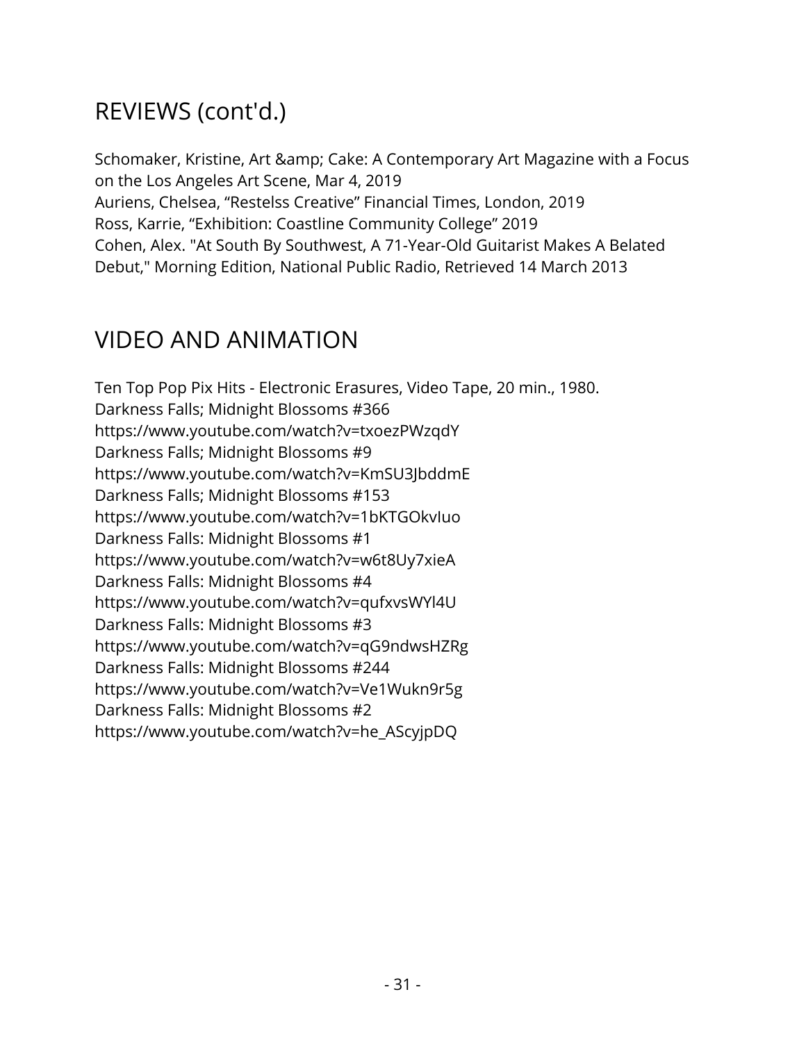## REVIEWS (cont'd.)

Schomaker, Kristine, Art &amp; Cake: A Contemporary Art Magazine with a Focus on the Los Angeles Art Scene, Mar 4, 2019
Auriens, Chelsea, "Restelss Creative" Financial Times, London, 2019
Ross, Karrie, "Exhibition: Coastline Community College" 2019
Cohen, Alex. "At South By Southwest, A 71-Year-Old Guitarist Makes A Belated Debut," Morning Edition, National Public Radio, Retrieved 14 March 2013

## VIDEO AND ANIMATION

Ten Top Pop Pix Hits - Electronic Erasures, Video Tape, 20 min., 1980.
Darkness Falls; Midnight Blossoms #366
https://www.youtube.com/watch?v=txoezPWzqdY
Darkness Falls; Midnight Blossoms #9
https://www.youtube.com/watch?v=KmSU3JbddmE
Darkness Falls; Midnight Blossoms #153
https://www.youtube.com/watch?v=1bKTGOkvIuo
Darkness Falls: Midnight Blossoms #1
https://www.youtube.com/watch?v=w6t8Uy7xieA
Darkness Falls: Midnight Blossoms #4
https://www.youtube.com/watch?v=qufxvsWYl4U
Darkness Falls: Midnight Blossoms #3
https://www.youtube.com/watch?v=qG9ndwsHZRg
Darkness Falls: Midnight Blossoms #244
https://www.youtube.com/watch?v=Ve1Wukn9r5g
Darkness Falls: Midnight Blossoms #2
https://www.youtube.com/watch?v=he_AScyjpDQ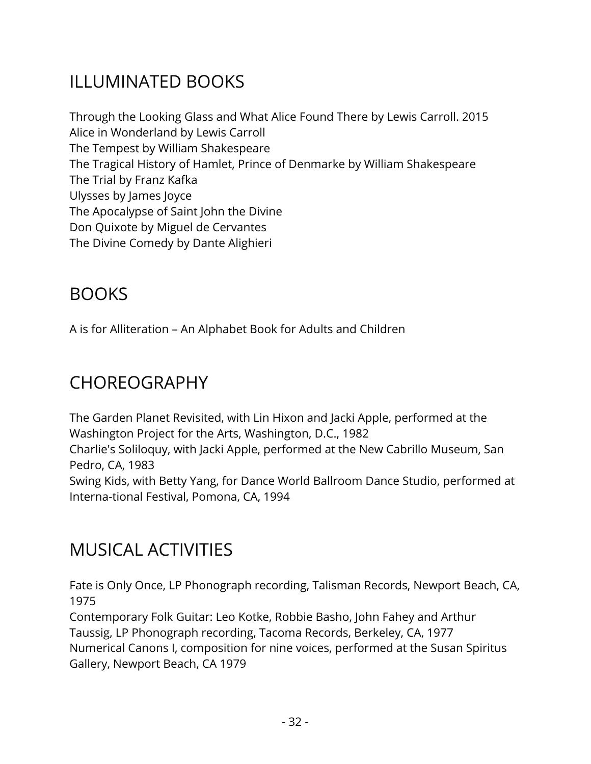## ILLUMINATED BOOKS

Through the Looking Glass and What Alice Found There by Lewis Carroll. 2015
Alice in Wonderland by Lewis Carroll
The Tempest by William Shakespeare
The Tragical History of Hamlet, Prince of Denmarke by William Shakespeare
The Trial by Franz Kafka
Ulysses by James Joyce
The Apocalypse of Saint John the Divine
Don Quixote by Miguel de Cervantes
The Divine Comedy by Dante Alighieri

## BOOKS

A is for Alliteration – An Alphabet Book for Adults and Children

## CHOREOGRAPHY

The Garden Planet Revisited, with Lin Hixon and Jacki Apple, performed at the Washington Project for the Arts, Washington, D.C., 1982
Charlie's Soliloquy, with Jacki Apple, performed at the New Cabrillo Museum, San Pedro, CA, 1983
Swing Kids, with Betty Yang, for Dance World Ballroom Dance Studio, performed at Interna-tional Festival, Pomona, CA, 1994

## MUSICAL ACTIVITIES

Fate is Only Once, LP Phonograph recording, Talisman Records, Newport Beach, CA, 1975
Contemporary Folk Guitar: Leo Kotke, Robbie Basho, John Fahey and Arthur Taussig, LP Phonograph recording, Tacoma Records, Berkeley, CA, 1977
Numerical Canons I, composition for nine voices, performed at the Susan Spiritus Gallery, Newport Beach, CA 1979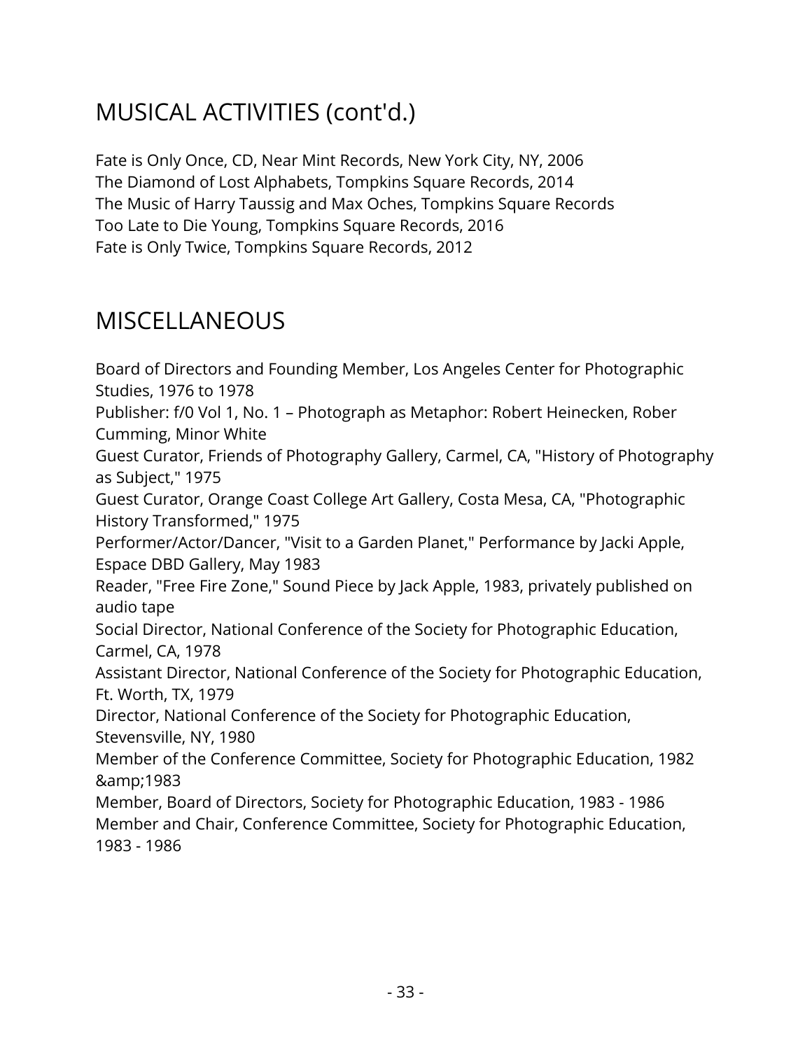## MUSICAL ACTIVITIES (cont'd.)

Fate is Only Once, CD, Near Mint Records, New York City, NY, 2006
The Diamond of Lost Alphabets, Tompkins Square Records, 2014
The Music of Harry Taussig and Max Oches, Tompkins Square Records
Too Late to Die Young, Tompkins Square Records, 2016
Fate is Only Twice, Tompkins Square Records, 2012

## MISCELLANEOUS

Board of Directors and Founding Member, Los Angeles Center for Photographic Studies, 1976 to 1978
Publisher: f/0 Vol 1, No. 1 – Photograph as Metaphor: Robert Heinecken, Rober Cumming, Minor White
Guest Curator, Friends of Photography Gallery, Carmel, CA, "History of Photography as Subject," 1975
Guest Curator, Orange Coast College Art Gallery, Costa Mesa, CA, "Photographic History Transformed," 1975
Performer/Actor/Dancer, "Visit to a Garden Planet," Performance by Jacki Apple, Espace DBD Gallery, May 1983
Reader, "Free Fire Zone," Sound Piece by Jack Apple, 1983, privately published on audio tape
Social Director, National Conference of the Society for Photographic Education, Carmel, CA, 1978
Assistant Director, National Conference of the Society for Photographic Education, Ft. Worth, TX, 1979
Director, National Conference of the Society for Photographic Education, Stevensville, NY, 1980
Member of the Conference Committee, Society for Photographic Education, 1982 &amp;1983
Member, Board of Directors, Society for Photographic Education, 1983 - 1986
Member and Chair, Conference Committee, Society for Photographic Education, 1983 - 1986